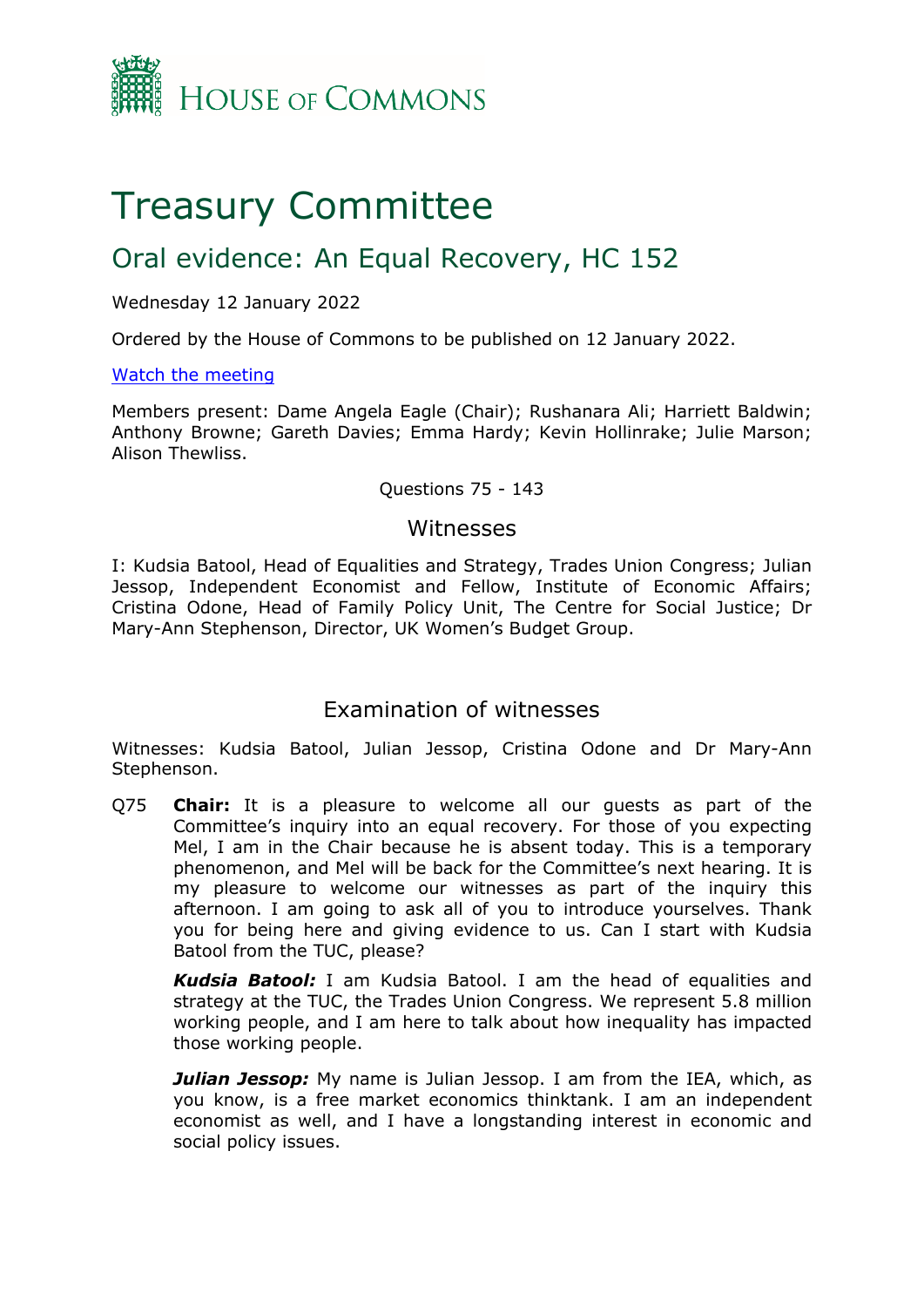House of Commons

# Treasury Committee

## Oral evidence: An Equal Recovery, HC 152

Wednesday 12 January 2022

Ordered by the House of Commons to be published on 12 January 2022.

[Watch the meeting]

Members present: Dame Angela Eagle (Chair); Rushanara Ali; Harriett Baldwin; Anthony Browne; Gareth Davies; Emma Hardy; Kevin Hollinrake; Julie Marson; Alison Thewliss.

Questions 75 - 143

### Witnesses

I: Kudsia Batool, Head of Equalities and Strategy, Trades Union Congress; Julian Jessop, Independent Economist and Fellow, Institute of Economic Affairs; Cristina Odone, Head of Family Policy Unit, The Centre for Social Justice; Dr Mary-Ann Stephenson, Director, UK Women's Budget Group.

### Examination of witnesses

Witnesses: Kudsia Batool, Julian Jessop, Cristina Odone and Dr Mary-Ann Stephenson.

Q75 **Chair:** It is a pleasure to welcome all our guests as part of the Committee's inquiry into an equal recovery. For those of you expecting Mel, I am in the Chair because he is absent today. This is a temporary phenomenon, and Mel will be back for the Committee's next hearing. It is my pleasure to welcome our witnesses as part of the inquiry this afternoon. I am going to ask all of you to introduce yourselves. Thank you for being here and giving evidence to us. Can I start with Kudsia Batool from the TUC, please?

***Kudsia Batool:*** I am Kudsia Batool. I am the head of equalities and strategy at the TUC, the Trades Union Congress. We represent 5.8 million working people, and I am here to talk about how inequality has impacted those working people.

***Julian Jessop:*** My name is Julian Jessop. I am from the IEA, which, as you know, is a free market economics thinktank. I am an independent economist as well, and I have a longstanding interest in economic and social policy issues.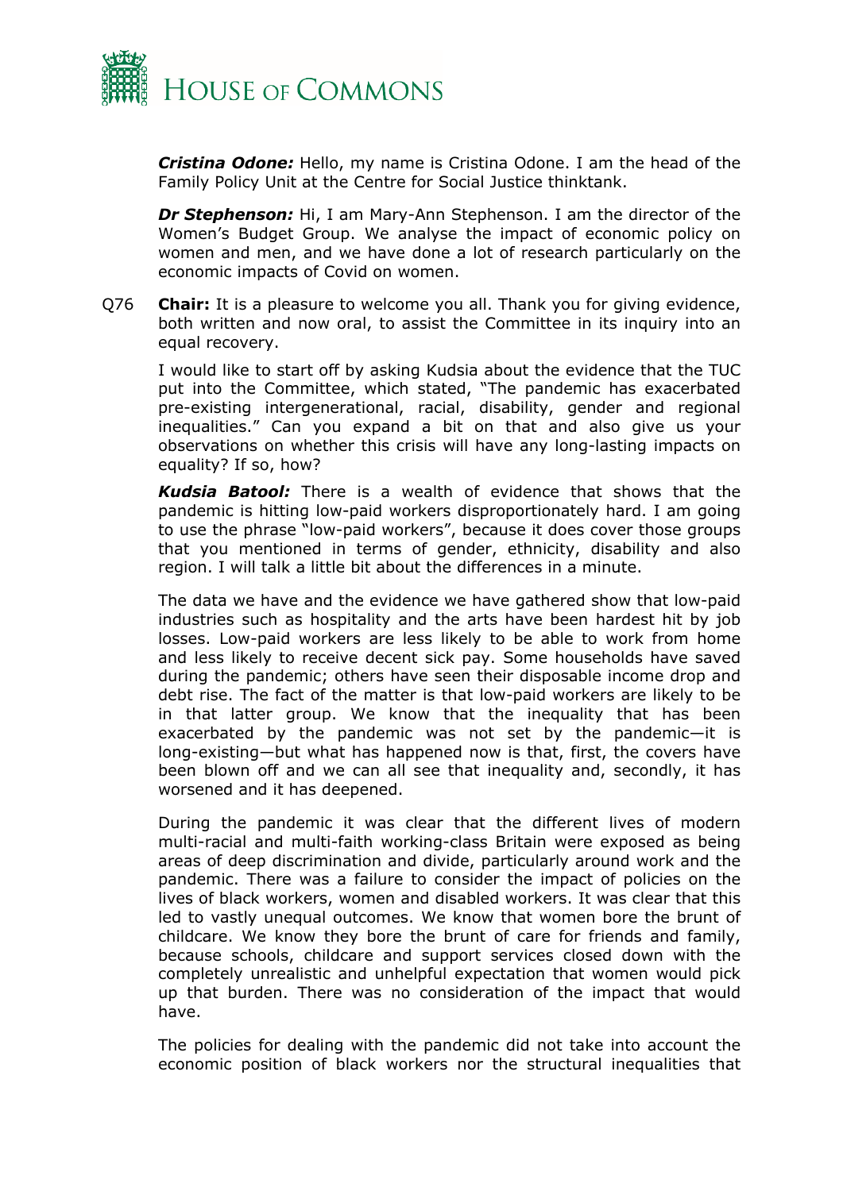***Cristina Odone:*** Hello, my name is Cristina Odone. I am the head of the Family Policy Unit at the Centre for Social Justice thinktank.

***Dr Stephenson:*** Hi, I am Mary-Ann Stephenson. I am the director of the Women's Budget Group. We analyse the impact of economic policy on women and men, and we have done a lot of research particularly on the economic impacts of Covid on women.

Q76 **Chair:** It is a pleasure to welcome you all. Thank you for giving evidence, both written and now oral, to assist the Committee in its inquiry into an equal recovery.

I would like to start off by asking Kudsia about the evidence that the TUC put into the Committee, which stated, "The pandemic has exacerbated pre-existing intergenerational, racial, disability, gender and regional inequalities." Can you expand a bit on that and also give us your observations on whether this crisis will have any long-lasting impacts on equality? If so, how?

***Kudsia Batool:*** There is a wealth of evidence that shows that the pandemic is hitting low-paid workers disproportionately hard. I am going to use the phrase "low-paid workers", because it does cover those groups that you mentioned in terms of gender, ethnicity, disability and also region. I will talk a little bit about the differences in a minute.

The data we have and the evidence we have gathered show that low-paid industries such as hospitality and the arts have been hardest hit by job losses. Low-paid workers are less likely to be able to work from home and less likely to receive decent sick pay. Some households have saved during the pandemic; others have seen their disposable income drop and debt rise. The fact of the matter is that low-paid workers are likely to be in that latter group. We know that the inequality that has been exacerbated by the pandemic was not set by the pandemic—it is long-existing—but what has happened now is that, first, the covers have been blown off and we can all see that inequality and, secondly, it has worsened and it has deepened.

During the pandemic it was clear that the different lives of modern multi-racial and multi-faith working-class Britain were exposed as being areas of deep discrimination and divide, particularly around work and the pandemic. There was a failure to consider the impact of policies on the lives of black workers, women and disabled workers. It was clear that this led to vastly unequal outcomes. We know that women bore the brunt of childcare. We know they bore the brunt of care for friends and family, because schools, childcare and support services closed down with the completely unrealistic and unhelpful expectation that women would pick up that burden. There was no consideration of the impact that would have.

The policies for dealing with the pandemic did not take into account the economic position of black workers nor the structural inequalities that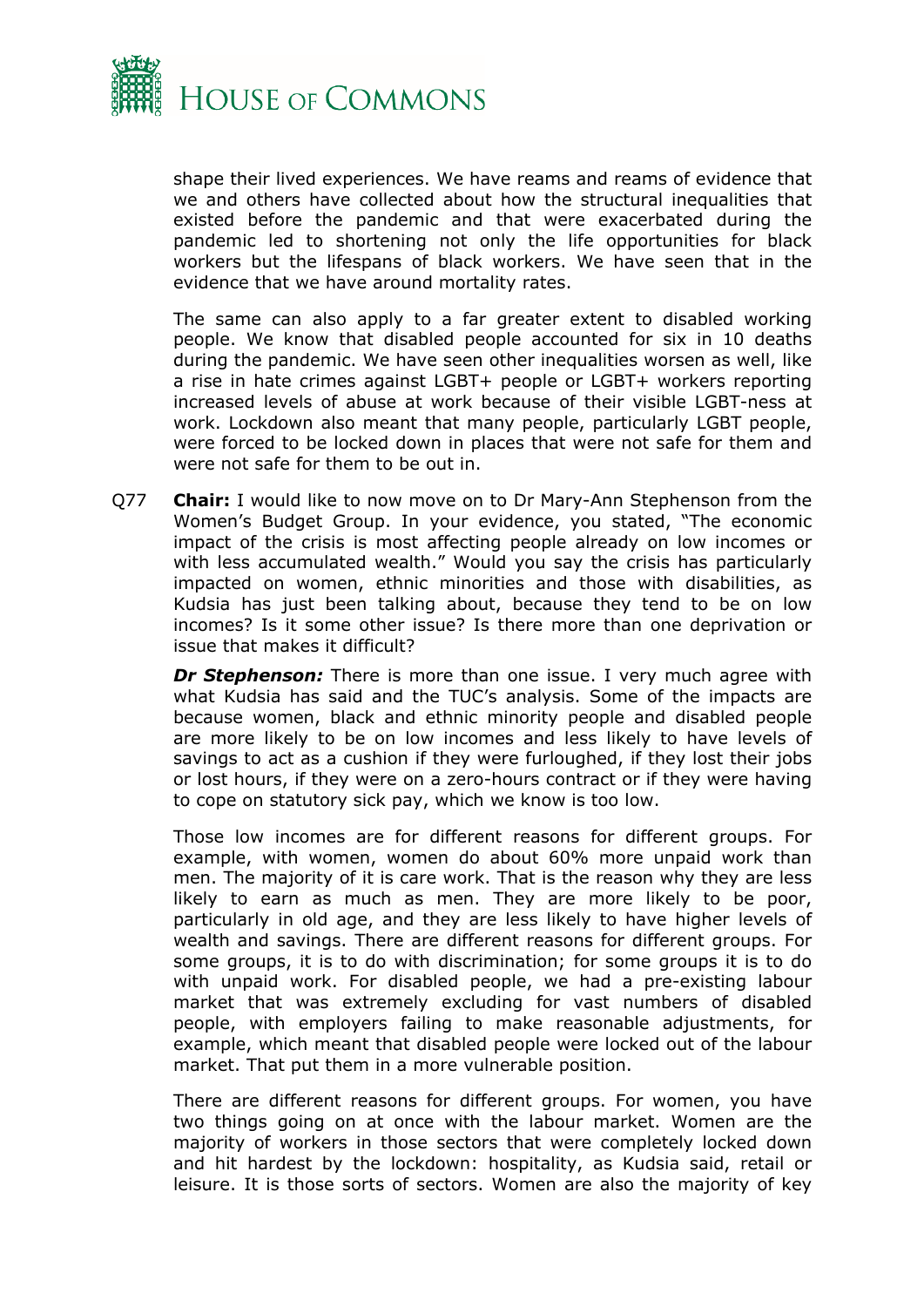shape their lived experiences. We have reams and reams of evidence that we and others have collected about how the structural inequalities that existed before the pandemic and that were exacerbated during the pandemic led to shortening not only the life opportunities for black workers but the lifespans of black workers. We have seen that in the evidence that we have around mortality rates.

The same can also apply to a far greater extent to disabled working people. We know that disabled people accounted for six in 10 deaths during the pandemic. We have seen other inequalities worsen as well, like a rise in hate crimes against LGBT+ people or LGBT+ workers reporting increased levels of abuse at work because of their visible LGBT-ness at work. Lockdown also meant that many people, particularly LGBT people, were forced to be locked down in places that were not safe for them and were not safe for them to be out in.

Q77 **Chair:** I would like to now move on to Dr Mary-Ann Stephenson from the Women's Budget Group. In your evidence, you stated, "The economic impact of the crisis is most affecting people already on low incomes or with less accumulated wealth." Would you say the crisis has particularly impacted on women, ethnic minorities and those with disabilities, as Kudsia has just been talking about, because they tend to be on low incomes? Is it some other issue? Is there more than one deprivation or issue that makes it difficult?

***Dr Stephenson:*** There is more than one issue. I very much agree with what Kudsia has said and the TUC's analysis. Some of the impacts are because women, black and ethnic minority people and disabled people are more likely to be on low incomes and less likely to have levels of savings to act as a cushion if they were furloughed, if they lost their jobs or lost hours, if they were on a zero-hours contract or if they were having to cope on statutory sick pay, which we know is too low.

Those low incomes are for different reasons for different groups. For example, with women, women do about 60% more unpaid work than men. The majority of it is care work. That is the reason why they are less likely to earn as much as men. They are more likely to be poor, particularly in old age, and they are less likely to have higher levels of wealth and savings. There are different reasons for different groups. For some groups, it is to do with discrimination; for some groups it is to do with unpaid work. For disabled people, we had a pre-existing labour market that was extremely excluding for vast numbers of disabled people, with employers failing to make reasonable adjustments, for example, which meant that disabled people were locked out of the labour market. That put them in a more vulnerable position.

There are different reasons for different groups. For women, you have two things going on at once with the labour market. Women are the majority of workers in those sectors that were completely locked down and hit hardest by the lockdown: hospitality, as Kudsia said, retail or leisure. It is those sorts of sectors. Women are also the majority of key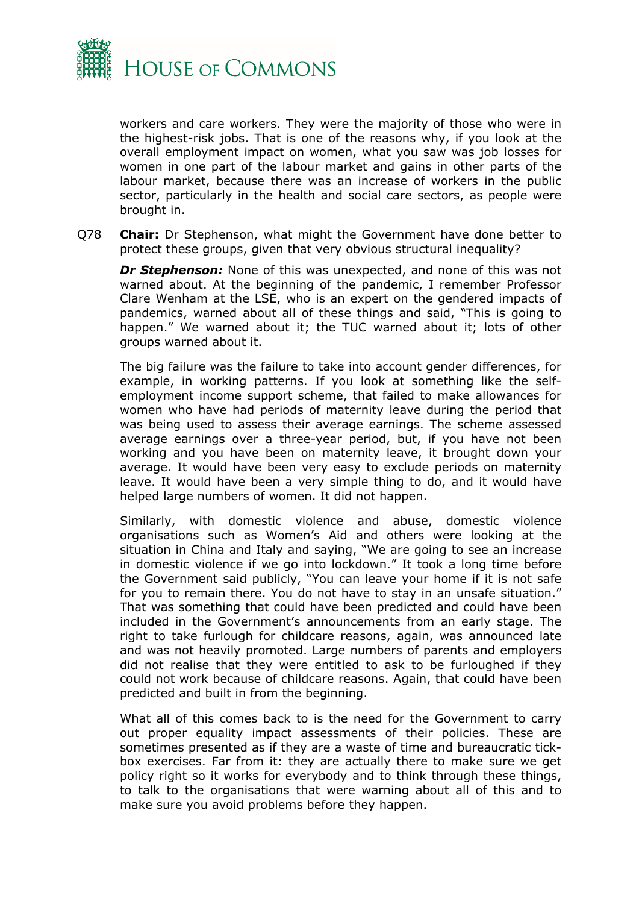workers and care workers. They were the majority of those who were in the highest-risk jobs. That is one of the reasons why, if you look at the overall employment impact on women, what you saw was job losses for women in one part of the labour market and gains in other parts of the labour market, because there was an increase of workers in the public sector, particularly in the health and social care sectors, as people were brought in.

Q78 **Chair:** Dr Stephenson, what might the Government have done better to protect these groups, given that very obvious structural inequality?

***Dr Stephenson:*** None of this was unexpected, and none of this was not warned about. At the beginning of the pandemic, I remember Professor Clare Wenham at the LSE, who is an expert on the gendered impacts of pandemics, warned about all of these things and said, "This is going to happen." We warned about it; the TUC warned about it; lots of other groups warned about it.

The big failure was the failure to take into account gender differences, for example, in working patterns. If you look at something like the self-employment income support scheme, that failed to make allowances for women who have had periods of maternity leave during the period that was being used to assess their average earnings. The scheme assessed average earnings over a three-year period, but, if you have not been working and you have been on maternity leave, it brought down your average. It would have been very easy to exclude periods on maternity leave. It would have been a very simple thing to do, and it would have helped large numbers of women. It did not happen.

Similarly, with domestic violence and abuse, domestic violence organisations such as Women's Aid and others were looking at the situation in China and Italy and saying, "We are going to see an increase in domestic violence if we go into lockdown." It took a long time before the Government said publicly, "You can leave your home if it is not safe for you to remain there. You do not have to stay in an unsafe situation." That was something that could have been predicted and could have been included in the Government's announcements from an early stage. The right to take furlough for childcare reasons, again, was announced late and was not heavily promoted. Large numbers of parents and employers did not realise that they were entitled to ask to be furloughed if they could not work because of childcare reasons. Again, that could have been predicted and built in from the beginning.

What all of this comes back to is the need for the Government to carry out proper equality impact assessments of their policies. These are sometimes presented as if they are a waste of time and bureaucratic tick-box exercises. Far from it: they are actually there to make sure we get policy right so it works for everybody and to think through these things, to talk to the organisations that were warning about all of this and to make sure you avoid problems before they happen.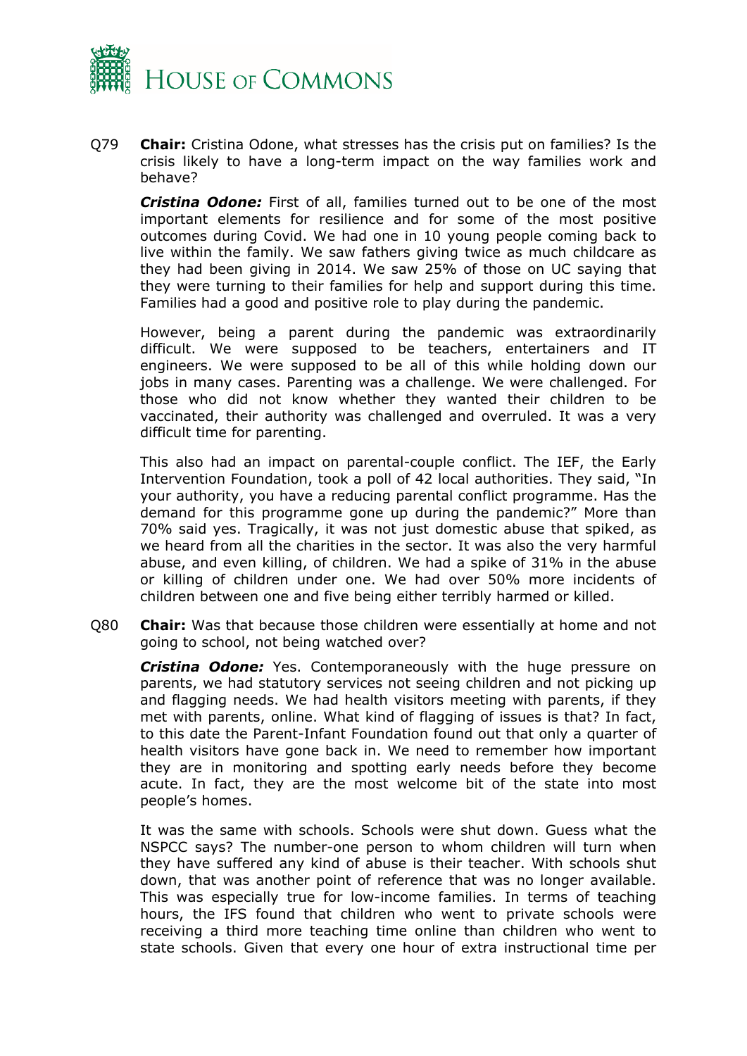Q79 **Chair:** Cristina Odone, what stresses has the crisis put on families? Is the crisis likely to have a long-term impact on the way families work and behave?

***Cristina Odone:*** First of all, families turned out to be one of the most important elements for resilience and for some of the most positive outcomes during Covid. We had one in 10 young people coming back to live within the family. We saw fathers giving twice as much childcare as they had been giving in 2014. We saw 25% of those on UC saying that they were turning to their families for help and support during this time. Families had a good and positive role to play during the pandemic.

However, being a parent during the pandemic was extraordinarily difficult. We were supposed to be teachers, entertainers and IT engineers. We were supposed to be all of this while holding down our jobs in many cases. Parenting was a challenge. We were challenged. For those who did not know whether they wanted their children to be vaccinated, their authority was challenged and overruled. It was a very difficult time for parenting.

This also had an impact on parental-couple conflict. The IEF, the Early Intervention Foundation, took a poll of 42 local authorities. They said, "In your authority, you have a reducing parental conflict programme. Has the demand for this programme gone up during the pandemic?" More than 70% said yes. Tragically, it was not just domestic abuse that spiked, as we heard from all the charities in the sector. It was also the very harmful abuse, and even killing, of children. We had a spike of 31% in the abuse or killing of children under one. We had over 50% more incidents of children between one and five being either terribly harmed or killed.

Q80 **Chair:** Was that because those children were essentially at home and not going to school, not being watched over?

***Cristina Odone:*** Yes. Contemporaneously with the huge pressure on parents, we had statutory services not seeing children and not picking up and flagging needs. We had health visitors meeting with parents, if they met with parents, online. What kind of flagging of issues is that? In fact, to this date the Parent-Infant Foundation found out that only a quarter of health visitors have gone back in. We need to remember how important they are in monitoring and spotting early needs before they become acute. In fact, they are the most welcome bit of the state into most people's homes.

It was the same with schools. Schools were shut down. Guess what the NSPCC says? The number-one person to whom children will turn when they have suffered any kind of abuse is their teacher. With schools shut down, that was another point of reference that was no longer available. This was especially true for low-income families. In terms of teaching hours, the IFS found that children who went to private schools were receiving a third more teaching time online than children who went to state schools. Given that every one hour of extra instructional time per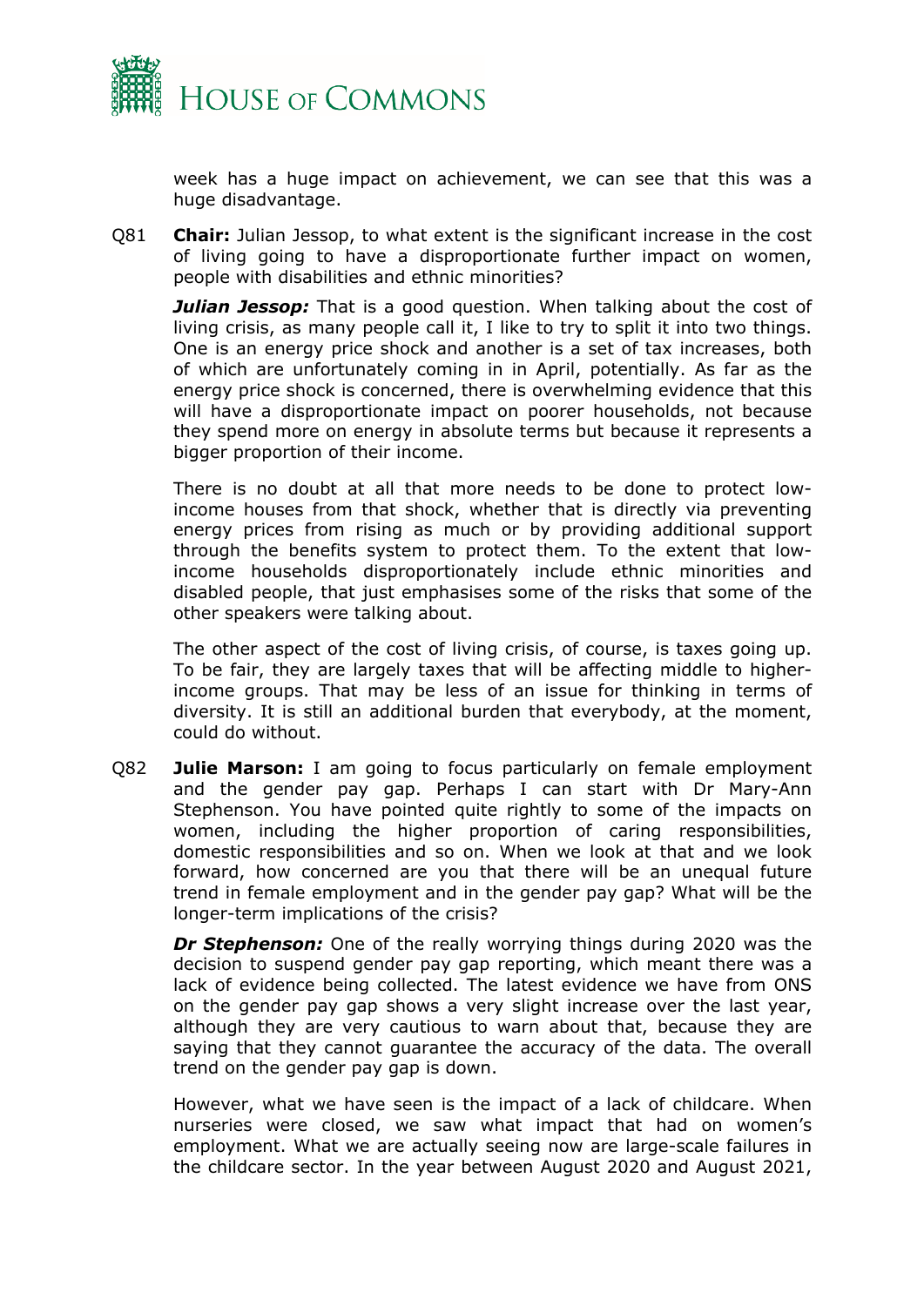week has a huge impact on achievement, we can see that this was a huge disadvantage.

Q81 **Chair:** Julian Jessop, to what extent is the significant increase in the cost of living going to have a disproportionate further impact on women, people with disabilities and ethnic minorities?

***Julian Jessop:*** That is a good question. When talking about the cost of living crisis, as many people call it, I like to try to split it into two things. One is an energy price shock and another is a set of tax increases, both of which are unfortunately coming in in April, potentially. As far as the energy price shock is concerned, there is overwhelming evidence that this will have a disproportionate impact on poorer households, not because they spend more on energy in absolute terms but because it represents a bigger proportion of their income.

There is no doubt at all that more needs to be done to protect low-income houses from that shock, whether that is directly via preventing energy prices from rising as much or by providing additional support through the benefits system to protect them. To the extent that low-income households disproportionately include ethnic minorities and disabled people, that just emphasises some of the risks that some of the other speakers were talking about.

The other aspect of the cost of living crisis, of course, is taxes going up. To be fair, they are largely taxes that will be affecting middle to higher-income groups. That may be less of an issue for thinking in terms of diversity. It is still an additional burden that everybody, at the moment, could do without.

Q82 **Julie Marson:** I am going to focus particularly on female employment and the gender pay gap. Perhaps I can start with Dr Mary-Ann Stephenson. You have pointed quite rightly to some of the impacts on women, including the higher proportion of caring responsibilities, domestic responsibilities and so on. When we look at that and we look forward, how concerned are you that there will be an unequal future trend in female employment and in the gender pay gap? What will be the longer-term implications of the crisis?

***Dr Stephenson:*** One of the really worrying things during 2020 was the decision to suspend gender pay gap reporting, which meant there was a lack of evidence being collected. The latest evidence we have from ONS on the gender pay gap shows a very slight increase over the last year, although they are very cautious to warn about that, because they are saying that they cannot guarantee the accuracy of the data. The overall trend on the gender pay gap is down.

However, what we have seen is the impact of a lack of childcare. When nurseries were closed, we saw what impact that had on women's employment. What we are actually seeing now are large-scale failures in the childcare sector. In the year between August 2020 and August 2021,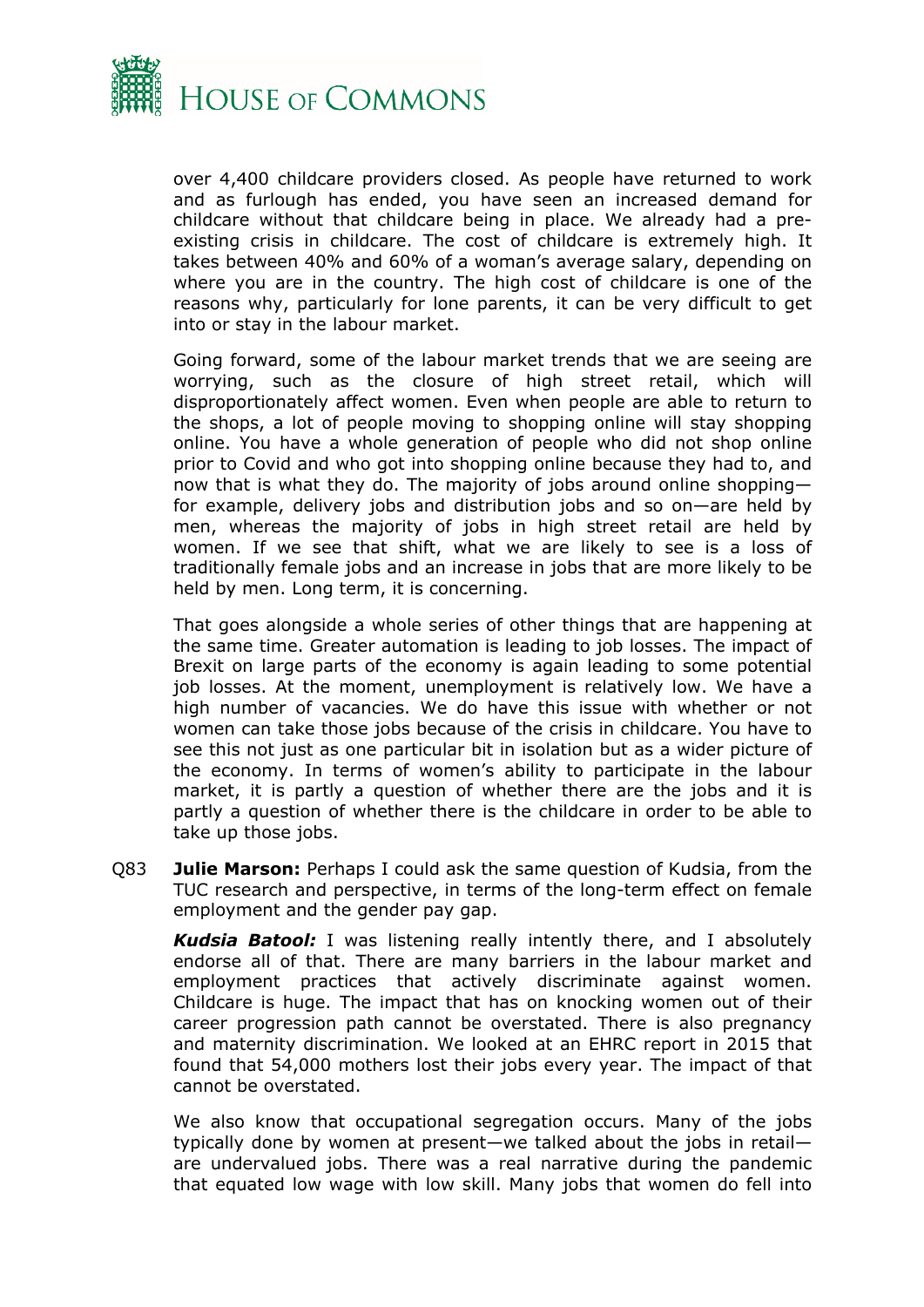over 4,400 childcare providers closed. As people have returned to work and as furlough has ended, you have seen an increased demand for childcare without that childcare being in place. We already had a pre-existing crisis in childcare. The cost of childcare is extremely high. It takes between 40% and 60% of a woman's average salary, depending on where you are in the country. The high cost of childcare is one of the reasons why, particularly for lone parents, it can be very difficult to get into or stay in the labour market.

Going forward, some of the labour market trends that we are seeing are worrying, such as the closure of high street retail, which will disproportionately affect women. Even when people are able to return to the shops, a lot of people moving to shopping online will stay shopping online. You have a whole generation of people who did not shop online prior to Covid and who got into shopping online because they had to, and now that is what they do. The majority of jobs around online shopping—for example, delivery jobs and distribution jobs and so on—are held by men, whereas the majority of jobs in high street retail are held by women. If we see that shift, what we are likely to see is a loss of traditionally female jobs and an increase in jobs that are more likely to be held by men. Long term, it is concerning.

That goes alongside a whole series of other things that are happening at the same time. Greater automation is leading to job losses. The impact of Brexit on large parts of the economy is again leading to some potential job losses. At the moment, unemployment is relatively low. We have a high number of vacancies. We do have this issue with whether or not women can take those jobs because of the crisis in childcare. You have to see this not just as one particular bit in isolation but as a wider picture of the economy. In terms of women's ability to participate in the labour market, it is partly a question of whether there are the jobs and it is partly a question of whether there is the childcare in order to be able to take up those jobs.

Q83 **Julie Marson:** Perhaps I could ask the same question of Kudsia, from the TUC research and perspective, in terms of the long-term effect on female employment and the gender pay gap.

***Kudsia Batool:*** I was listening really intently there, and I absolutely endorse all of that. There are many barriers in the labour market and employment practices that actively discriminate against women. Childcare is huge. The impact that has on knocking women out of their career progression path cannot be overstated. There is also pregnancy and maternity discrimination. We looked at an EHRC report in 2015 that found that 54,000 mothers lost their jobs every year. The impact of that cannot be overstated.

We also know that occupational segregation occurs. Many of the jobs typically done by women at present—we talked about the jobs in retail—are undervalued jobs. There was a real narrative during the pandemic that equated low wage with low skill. Many jobs that women do fell into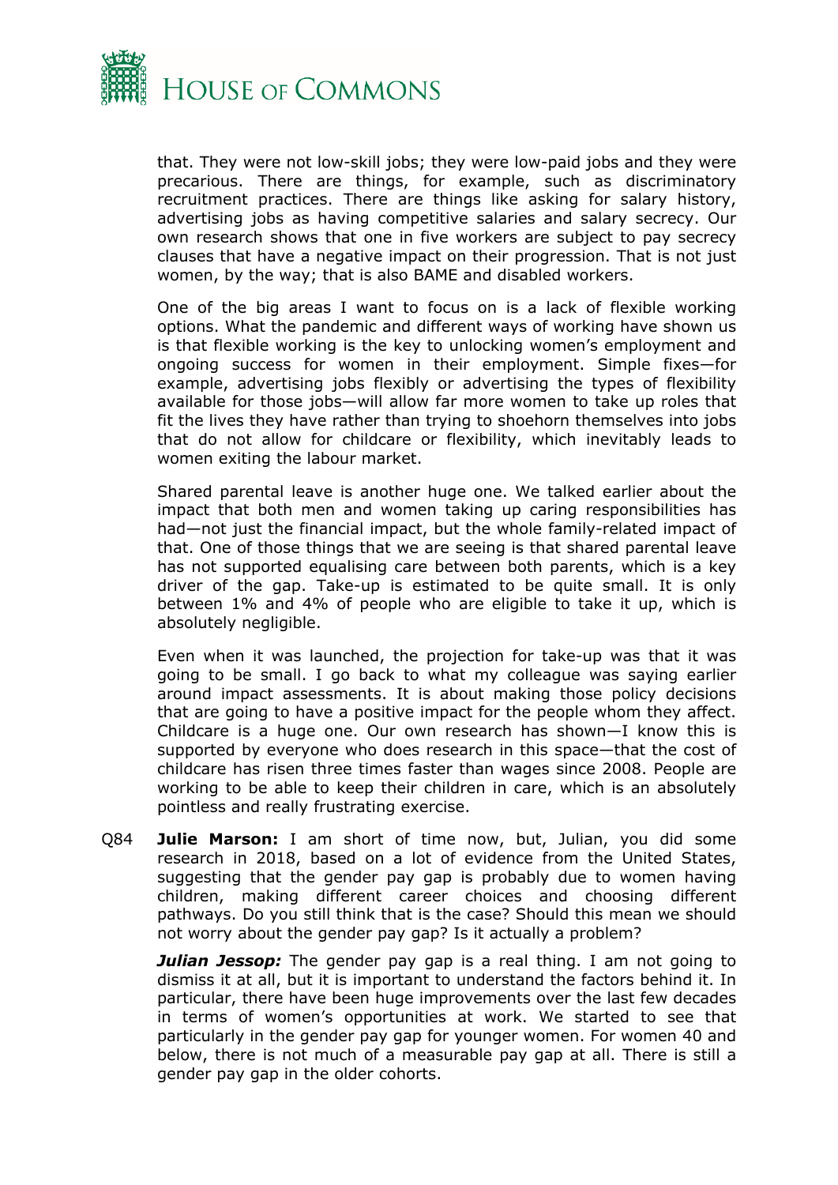that. They were not low-skill jobs; they were low-paid jobs and they were precarious. There are things, for example, such as discriminatory recruitment practices. There are things like asking for salary history, advertising jobs as having competitive salaries and salary secrecy. Our own research shows that one in five workers are subject to pay secrecy clauses that have a negative impact on their progression. That is not just women, by the way; that is also BAME and disabled workers.

One of the big areas I want to focus on is a lack of flexible working options. What the pandemic and different ways of working have shown us is that flexible working is the key to unlocking women's employment and ongoing success for women in their employment. Simple fixes—for example, advertising jobs flexibly or advertising the types of flexibility available for those jobs—will allow far more women to take up roles that fit the lives they have rather than trying to shoehorn themselves into jobs that do not allow for childcare or flexibility, which inevitably leads to women exiting the labour market.

Shared parental leave is another huge one. We talked earlier about the impact that both men and women taking up caring responsibilities has had—not just the financial impact, but the whole family-related impact of that. One of those things that we are seeing is that shared parental leave has not supported equalising care between both parents, which is a key driver of the gap. Take-up is estimated to be quite small. It is only between 1% and 4% of people who are eligible to take it up, which is absolutely negligible.

Even when it was launched, the projection for take-up was that it was going to be small. I go back to what my colleague was saying earlier around impact assessments. It is about making those policy decisions that are going to have a positive impact for the people whom they affect. Childcare is a huge one. Our own research has shown—I know this is supported by everyone who does research in this space—that the cost of childcare has risen three times faster than wages since 2008. People are working to be able to keep their children in care, which is an absolutely pointless and really frustrating exercise.

Q84 **Julie Marson:** I am short of time now, but, Julian, you did some research in 2018, based on a lot of evidence from the United States, suggesting that the gender pay gap is probably due to women having children, making different career choices and choosing different pathways. Do you still think that is the case? Should this mean we should not worry about the gender pay gap? Is it actually a problem?

***Julian Jessop:*** The gender pay gap is a real thing. I am not going to dismiss it at all, but it is important to understand the factors behind it. In particular, there have been huge improvements over the last few decades in terms of women's opportunities at work. We started to see that particularly in the gender pay gap for younger women. For women 40 and below, there is not much of a measurable pay gap at all. There is still a gender pay gap in the older cohorts.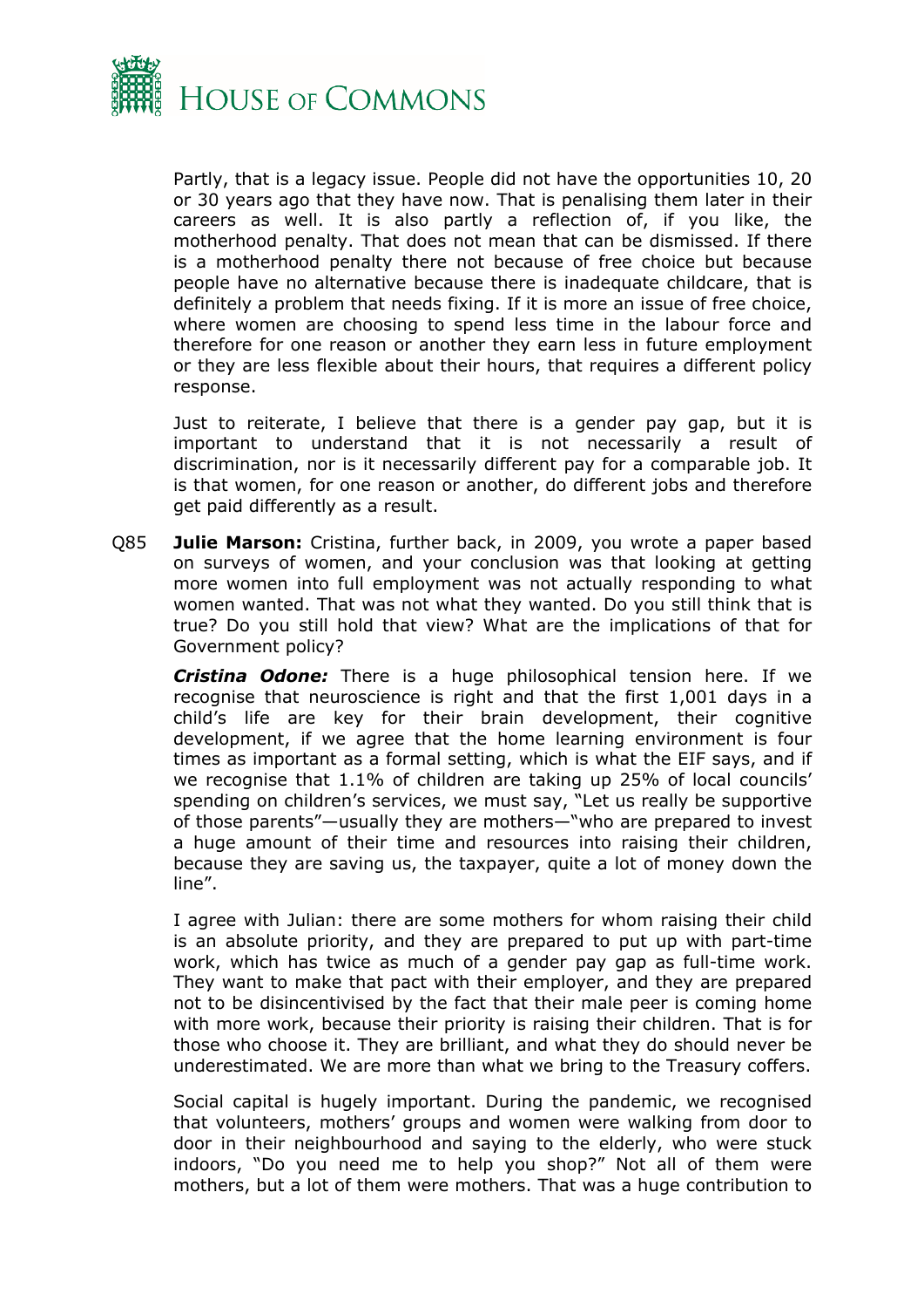Partly, that is a legacy issue. People did not have the opportunities 10, 20 or 30 years ago that they have now. That is penalising them later in their careers as well. It is also partly a reflection of, if you like, the motherhood penalty. That does not mean that can be dismissed. If there is a motherhood penalty there not because of free choice but because people have no alternative because there is inadequate childcare, that is definitely a problem that needs fixing. If it is more an issue of free choice, where women are choosing to spend less time in the labour force and therefore for one reason or another they earn less in future employment or they are less flexible about their hours, that requires a different policy response.

Just to reiterate, I believe that there is a gender pay gap, but it is important to understand that it is not necessarily a result of discrimination, nor is it necessarily different pay for a comparable job. It is that women, for one reason or another, do different jobs and therefore get paid differently as a result.

Q85 **Julie Marson:** Cristina, further back, in 2009, you wrote a paper based on surveys of women, and your conclusion was that looking at getting more women into full employment was not actually responding to what women wanted. That was not what they wanted. Do you still think that is true? Do you still hold that view? What are the implications of that for Government policy?

***Cristina Odone:*** There is a huge philosophical tension here. If we recognise that neuroscience is right and that the first 1,001 days in a child's life are key for their brain development, their cognitive development, if we agree that the home learning environment is four times as important as a formal setting, which is what the EIF says, and if we recognise that 1.1% of children are taking up 25% of local councils' spending on children's services, we must say, "Let us really be supportive of those parents"—usually they are mothers—"who are prepared to invest a huge amount of their time and resources into raising their children, because they are saving us, the taxpayer, quite a lot of money down the line".

I agree with Julian: there are some mothers for whom raising their child is an absolute priority, and they are prepared to put up with part-time work, which has twice as much of a gender pay gap as full-time work. They want to make that pact with their employer, and they are prepared not to be disincentivised by the fact that their male peer is coming home with more work, because their priority is raising their children. That is for those who choose it. They are brilliant, and what they do should never be underestimated. We are more than what we bring to the Treasury coffers.

Social capital is hugely important. During the pandemic, we recognised that volunteers, mothers' groups and women were walking from door to door in their neighbourhood and saying to the elderly, who were stuck indoors, "Do you need me to help you shop?" Not all of them were mothers, but a lot of them were mothers. That was a huge contribution to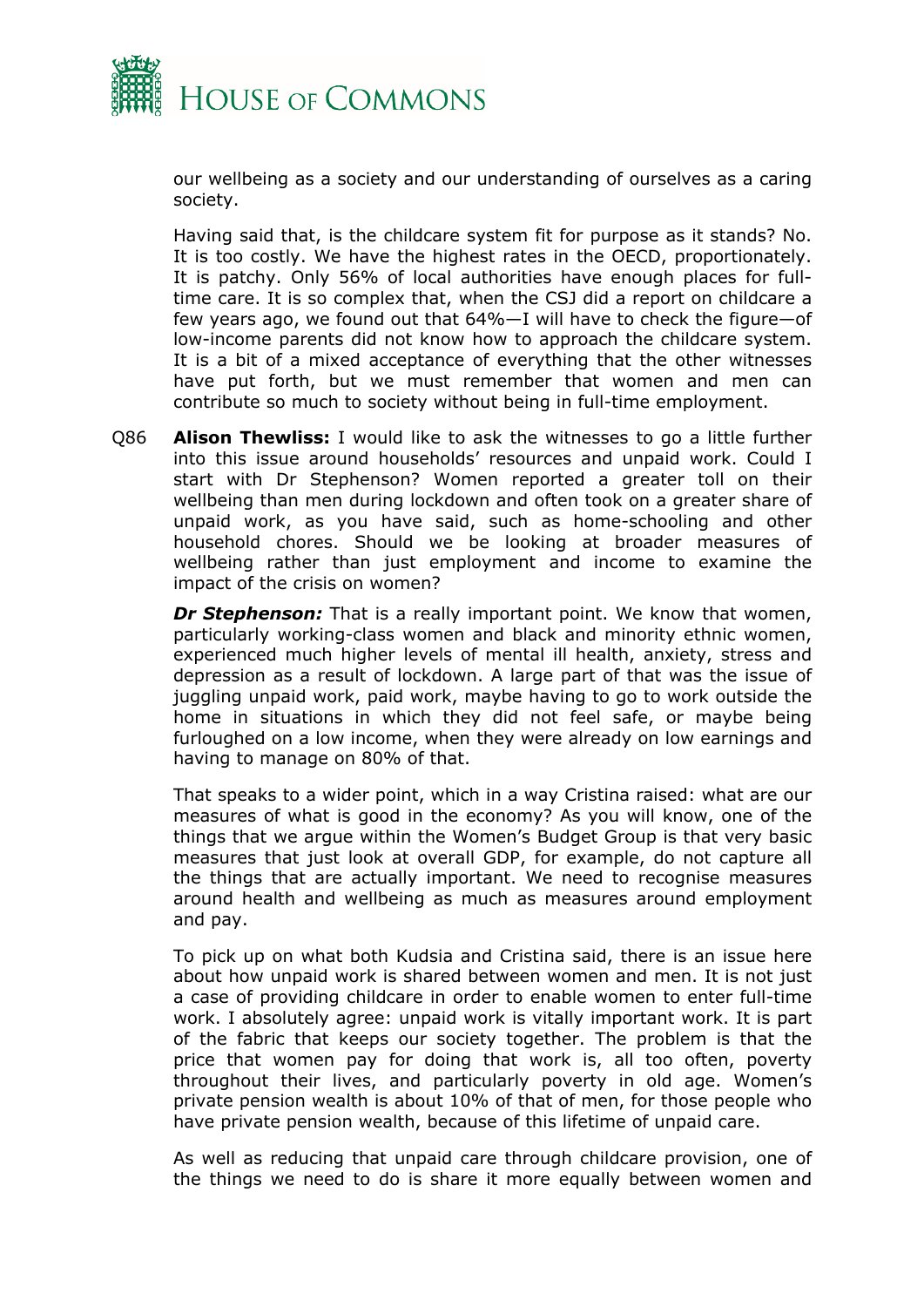our wellbeing as a society and our understanding of ourselves as a caring society.

Having said that, is the childcare system fit for purpose as it stands? No. It is too costly. We have the highest rates in the OECD, proportionately. It is patchy. Only 56% of local authorities have enough places for full-time care. It is so complex that, when the CSJ did a report on childcare a few years ago, we found out that 64%—I will have to check the figure—of low-income parents did not know how to approach the childcare system. It is a bit of a mixed acceptance of everything that the other witnesses have put forth, but we must remember that women and men can contribute so much to society without being in full-time employment.

Q86 **Alison Thewliss:** I would like to ask the witnesses to go a little further into this issue around households' resources and unpaid work. Could I start with Dr Stephenson? Women reported a greater toll on their wellbeing than men during lockdown and often took on a greater share of unpaid work, as you have said, such as home-schooling and other household chores. Should we be looking at broader measures of wellbeing rather than just employment and income to examine the impact of the crisis on women?

***Dr Stephenson:*** That is a really important point. We know that women, particularly working-class women and black and minority ethnic women, experienced much higher levels of mental ill health, anxiety, stress and depression as a result of lockdown. A large part of that was the issue of juggling unpaid work, paid work, maybe having to go to work outside the home in situations in which they did not feel safe, or maybe being furloughed on a low income, when they were already on low earnings and having to manage on 80% of that.

That speaks to a wider point, which in a way Cristina raised: what are our measures of what is good in the economy? As you will know, one of the things that we argue within the Women's Budget Group is that very basic measures that just look at overall GDP, for example, do not capture all the things that are actually important. We need to recognise measures around health and wellbeing as much as measures around employment and pay.

To pick up on what both Kudsia and Cristina said, there is an issue here about how unpaid work is shared between women and men. It is not just a case of providing childcare in order to enable women to enter full-time work. I absolutely agree: unpaid work is vitally important work. It is part of the fabric that keeps our society together. The problem is that the price that women pay for doing that work is, all too often, poverty throughout their lives, and particularly poverty in old age. Women's private pension wealth is about 10% of that of men, for those people who have private pension wealth, because of this lifetime of unpaid care.

As well as reducing that unpaid care through childcare provision, one of the things we need to do is share it more equally between women and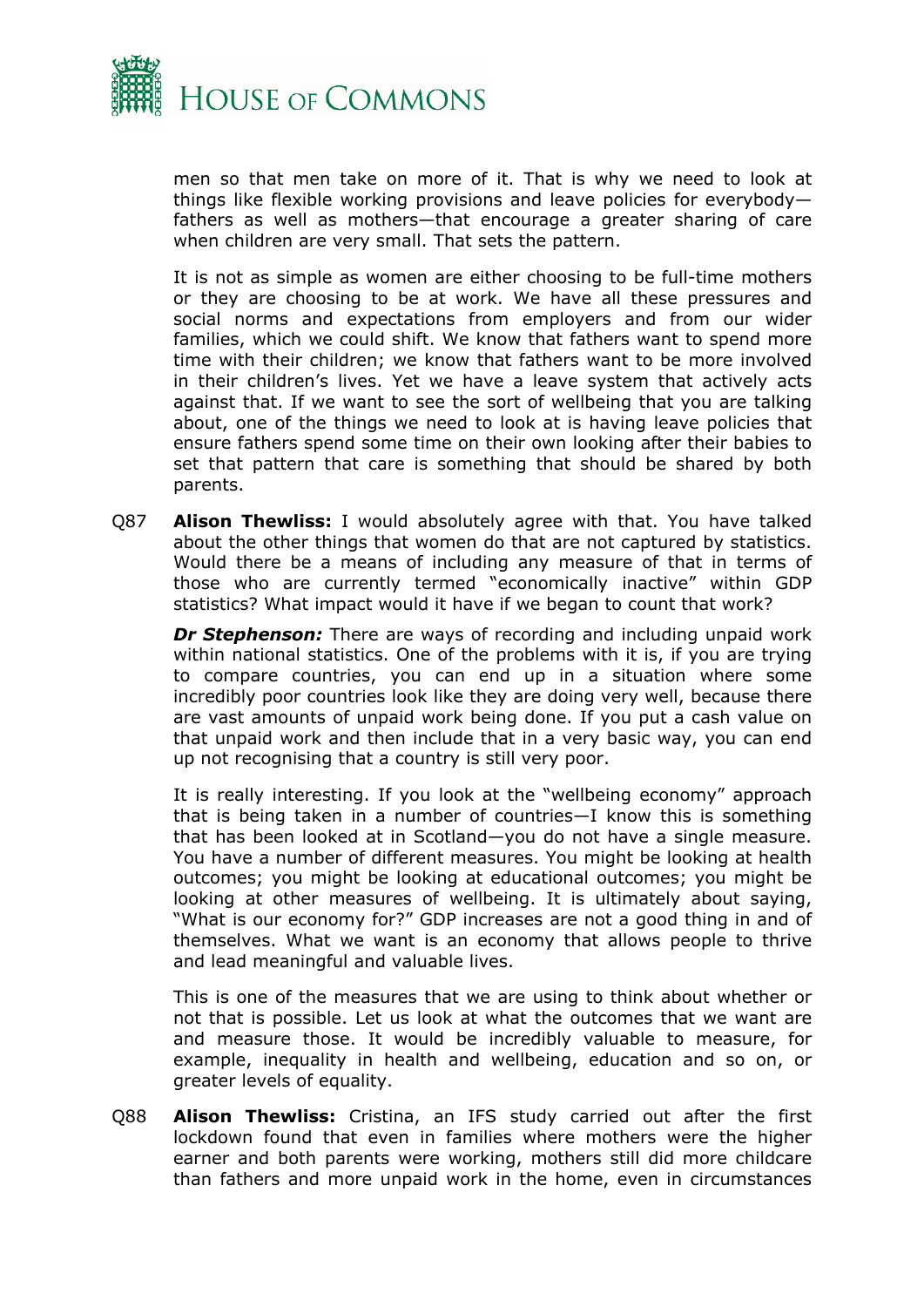men so that men take on more of it. That is why we need to look at things like flexible working provisions and leave policies for everybody—fathers as well as mothers—that encourage a greater sharing of care when children are very small. That sets the pattern.

It is not as simple as women are either choosing to be full-time mothers or they are choosing to be at work. We have all these pressures and social norms and expectations from employers and from our wider families, which we could shift. We know that fathers want to spend more time with their children; we know that fathers want to be more involved in their children's lives. Yet we have a leave system that actively acts against that. If we want to see the sort of wellbeing that you are talking about, one of the things we need to look at is having leave policies that ensure fathers spend some time on their own looking after their babies to set that pattern that care is something that should be shared by both parents.

Q87 **Alison Thewliss:** I would absolutely agree with that. You have talked about the other things that women do that are not captured by statistics. Would there be a means of including any measure of that in terms of those who are currently termed "economically inactive" within GDP statistics? What impact would it have if we began to count that work?

***Dr Stephenson:*** There are ways of recording and including unpaid work within national statistics. One of the problems with it is, if you are trying to compare countries, you can end up in a situation where some incredibly poor countries look like they are doing very well, because there are vast amounts of unpaid work being done. If you put a cash value on that unpaid work and then include that in a very basic way, you can end up not recognising that a country is still very poor.

It is really interesting. If you look at the "wellbeing economy" approach that is being taken in a number of countries—I know this is something that has been looked at in Scotland—you do not have a single measure. You have a number of different measures. You might be looking at health outcomes; you might be looking at educational outcomes; you might be looking at other measures of wellbeing. It is ultimately about saying, "What is our economy for?" GDP increases are not a good thing in and of themselves. What we want is an economy that allows people to thrive and lead meaningful and valuable lives.

This is one of the measures that we are using to think about whether or not that is possible. Let us look at what the outcomes that we want are and measure those. It would be incredibly valuable to measure, for example, inequality in health and wellbeing, education and so on, or greater levels of equality.

Q88 **Alison Thewliss:** Cristina, an IFS study carried out after the first lockdown found that even in families where mothers were the higher earner and both parents were working, mothers still did more childcare than fathers and more unpaid work in the home, even in circumstances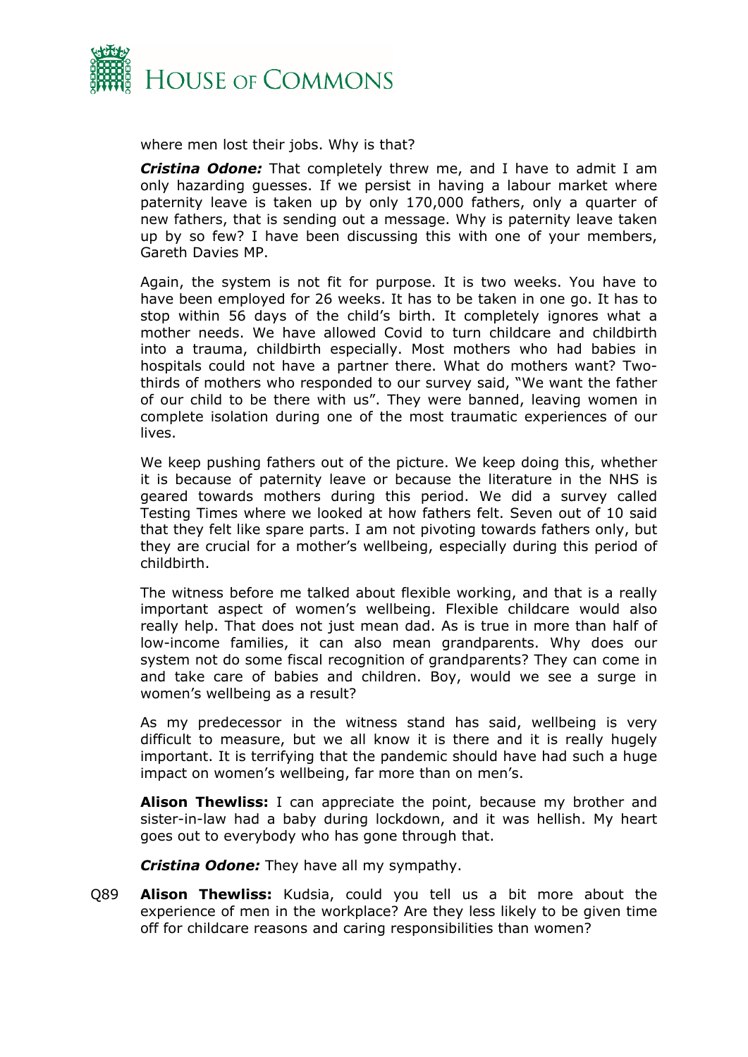where men lost their jobs. Why is that?

***Cristina Odone:*** That completely threw me, and I have to admit I am only hazarding guesses. If we persist in having a labour market where paternity leave is taken up by only 170,000 fathers, only a quarter of new fathers, that is sending out a message. Why is paternity leave taken up by so few? I have been discussing this with one of your members, Gareth Davies MP.

Again, the system is not fit for purpose. It is two weeks. You have to have been employed for 26 weeks. It has to be taken in one go. It has to stop within 56 days of the child's birth. It completely ignores what a mother needs. We have allowed Covid to turn childcare and childbirth into a trauma, childbirth especially. Most mothers who had babies in hospitals could not have a partner there. What do mothers want? Two-thirds of mothers who responded to our survey said, "We want the father of our child to be there with us". They were banned, leaving women in complete isolation during one of the most traumatic experiences of our lives.

We keep pushing fathers out of the picture. We keep doing this, whether it is because of paternity leave or because the literature in the NHS is geared towards mothers during this period. We did a survey called Testing Times where we looked at how fathers felt. Seven out of 10 said that they felt like spare parts. I am not pivoting towards fathers only, but they are crucial for a mother's wellbeing, especially during this period of childbirth.

The witness before me talked about flexible working, and that is a really important aspect of women's wellbeing. Flexible childcare would also really help. That does not just mean dad. As is true in more than half of low-income families, it can also mean grandparents. Why does our system not do some fiscal recognition of grandparents? They can come in and take care of babies and children. Boy, would we see a surge in women's wellbeing as a result?

As my predecessor in the witness stand has said, wellbeing is very difficult to measure, but we all know it is there and it is really hugely important. It is terrifying that the pandemic should have had such a huge impact on women's wellbeing, far more than on men's.

**Alison Thewliss:** I can appreciate the point, because my brother and sister-in-law had a baby during lockdown, and it was hellish. My heart goes out to everybody who has gone through that.

***Cristina Odone:*** They have all my sympathy.

Q89 **Alison Thewliss:** Kudsia, could you tell us a bit more about the experience of men in the workplace? Are they less likely to be given time off for childcare reasons and caring responsibilities than women?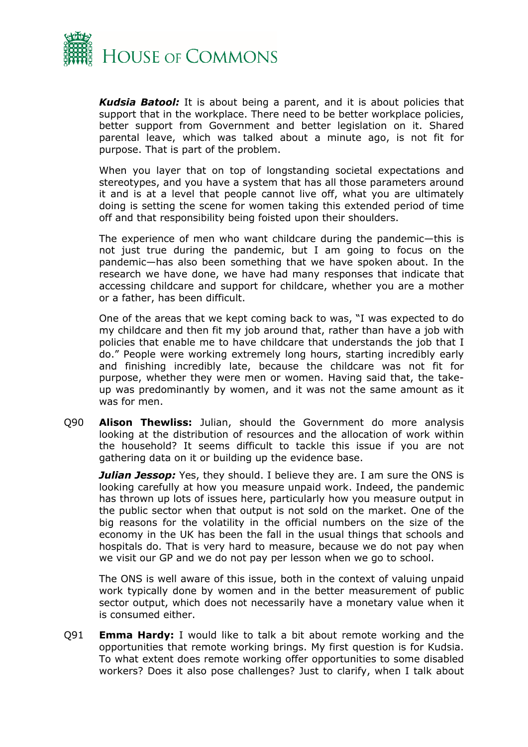***Kudsia Batool:*** It is about being a parent, and it is about policies that support that in the workplace. There need to be better workplace policies, better support from Government and better legislation on it. Shared parental leave, which was talked about a minute ago, is not fit for purpose. That is part of the problem.

When you layer that on top of longstanding societal expectations and stereotypes, and you have a system that has all those parameters around it and is at a level that people cannot live off, what you are ultimately doing is setting the scene for women taking this extended period of time off and that responsibility being foisted upon their shoulders.

The experience of men who want childcare during the pandemic—this is not just true during the pandemic, but I am going to focus on the pandemic—has also been something that we have spoken about. In the research we have done, we have had many responses that indicate that accessing childcare and support for childcare, whether you are a mother or a father, has been difficult.

One of the areas that we kept coming back to was, "I was expected to do my childcare and then fit my job around that, rather than have a job with policies that enable me to have childcare that understands the job that I do." People were working extremely long hours, starting incredibly early and finishing incredibly late, because the childcare was not fit for purpose, whether they were men or women. Having said that, the take-up was predominantly by women, and it was not the same amount as it was for men.

Q90 **Alison Thewliss:** Julian, should the Government do more analysis looking at the distribution of resources and the allocation of work within the household? It seems difficult to tackle this issue if you are not gathering data on it or building up the evidence base.

***Julian Jessop:*** Yes, they should. I believe they are. I am sure the ONS is looking carefully at how you measure unpaid work. Indeed, the pandemic has thrown up lots of issues here, particularly how you measure output in the public sector when that output is not sold on the market. One of the big reasons for the volatility in the official numbers on the size of the economy in the UK has been the fall in the usual things that schools and hospitals do. That is very hard to measure, because we do not pay when we visit our GP and we do not pay per lesson when we go to school.

The ONS is well aware of this issue, both in the context of valuing unpaid work typically done by women and in the better measurement of public sector output, which does not necessarily have a monetary value when it is consumed either.

Q91 **Emma Hardy:** I would like to talk a bit about remote working and the opportunities that remote working brings. My first question is for Kudsia. To what extent does remote working offer opportunities to some disabled workers? Does it also pose challenges? Just to clarify, when I talk about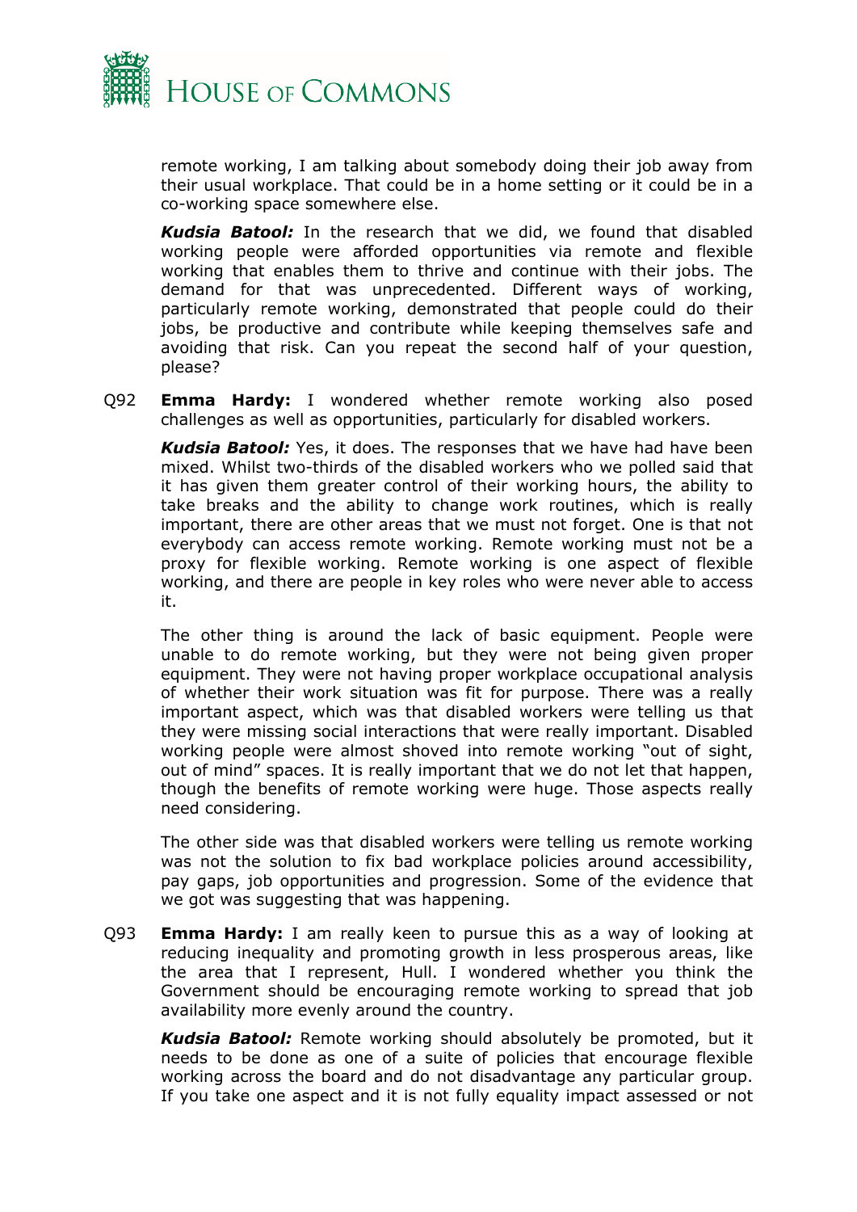remote working, I am talking about somebody doing their job away from their usual workplace. That could be in a home setting or it could be in a co-working space somewhere else.

***Kudsia Batool:*** In the research that we did, we found that disabled working people were afforded opportunities via remote and flexible working that enables them to thrive and continue with their jobs. The demand for that was unprecedented. Different ways of working, particularly remote working, demonstrated that people could do their jobs, be productive and contribute while keeping themselves safe and avoiding that risk. Can you repeat the second half of your question, please?

Q92 **Emma Hardy:** I wondered whether remote working also posed challenges as well as opportunities, particularly for disabled workers.

***Kudsia Batool:*** Yes, it does. The responses that we have had have been mixed. Whilst two-thirds of the disabled workers who we polled said that it has given them greater control of their working hours, the ability to take breaks and the ability to change work routines, which is really important, there are other areas that we must not forget. One is that not everybody can access remote working. Remote working must not be a proxy for flexible working. Remote working is one aspect of flexible working, and there are people in key roles who were never able to access it.

The other thing is around the lack of basic equipment. People were unable to do remote working, but they were not being given proper equipment. They were not having proper workplace occupational analysis of whether their work situation was fit for purpose. There was a really important aspect, which was that disabled workers were telling us that they were missing social interactions that were really important. Disabled working people were almost shoved into remote working "out of sight, out of mind" spaces. It is really important that we do not let that happen, though the benefits of remote working were huge. Those aspects really need considering.

The other side was that disabled workers were telling us remote working was not the solution to fix bad workplace policies around accessibility, pay gaps, job opportunities and progression. Some of the evidence that we got was suggesting that was happening.

Q93 **Emma Hardy:** I am really keen to pursue this as a way of looking at reducing inequality and promoting growth in less prosperous areas, like the area that I represent, Hull. I wondered whether you think the Government should be encouraging remote working to spread that job availability more evenly around the country.

***Kudsia Batool:*** Remote working should absolutely be promoted, but it needs to be done as one of a suite of policies that encourage flexible working across the board and do not disadvantage any particular group. If you take one aspect and it is not fully equality impact assessed or not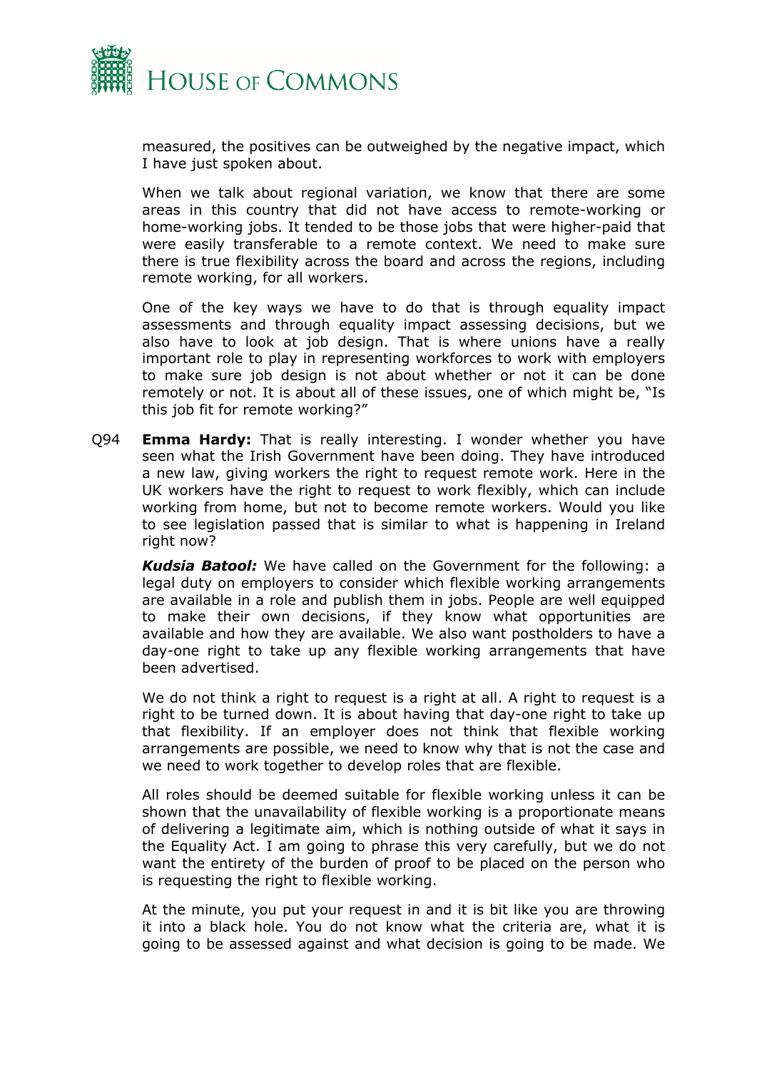measured, the positives can be outweighed by the negative impact, which I have just spoken about.

When we talk about regional variation, we know that there are some areas in this country that did not have access to remote-working or home-working jobs. It tended to be those jobs that were higher-paid that were easily transferable to a remote context. We need to make sure there is true flexibility across the board and across the regions, including remote working, for all workers.

One of the key ways we have to do that is through equality impact assessments and through equality impact assessing decisions, but we also have to look at job design. That is where unions have a really important role to play in representing workforces to work with employers to make sure job design is not about whether or not it can be done remotely or not. It is about all of these issues, one of which might be, "Is this job fit for remote working?"

Q94 **Emma Hardy:** That is really interesting. I wonder whether you have seen what the Irish Government have been doing. They have introduced a new law, giving workers the right to request remote work. Here in the UK workers have the right to request to work flexibly, which can include working from home, but not to become remote workers. Would you like to see legislation passed that is similar to what is happening in Ireland right now?

***Kudsia Batool:*** We have called on the Government for the following: a legal duty on employers to consider which flexible working arrangements are available in a role and publish them in jobs. People are well equipped to make their own decisions, if they know what opportunities are available and how they are available. We also want postholders to have a day-one right to take up any flexible working arrangements that have been advertised.

We do not think a right to request is a right at all. A right to request is a right to be turned down. It is about having that day-one right to take up that flexibility. If an employer does not think that flexible working arrangements are possible, we need to know why that is not the case and we need to work together to develop roles that are flexible.

All roles should be deemed suitable for flexible working unless it can be shown that the unavailability of flexible working is a proportionate means of delivering a legitimate aim, which is nothing outside of what it says in the Equality Act. I am going to phrase this very carefully, but we do not want the entirety of the burden of proof to be placed on the person who is requesting the right to flexible working.

At the minute, you put your request in and it is bit like you are throwing it into a black hole. You do not know what the criteria are, what it is going to be assessed against and what decision is going to be made. We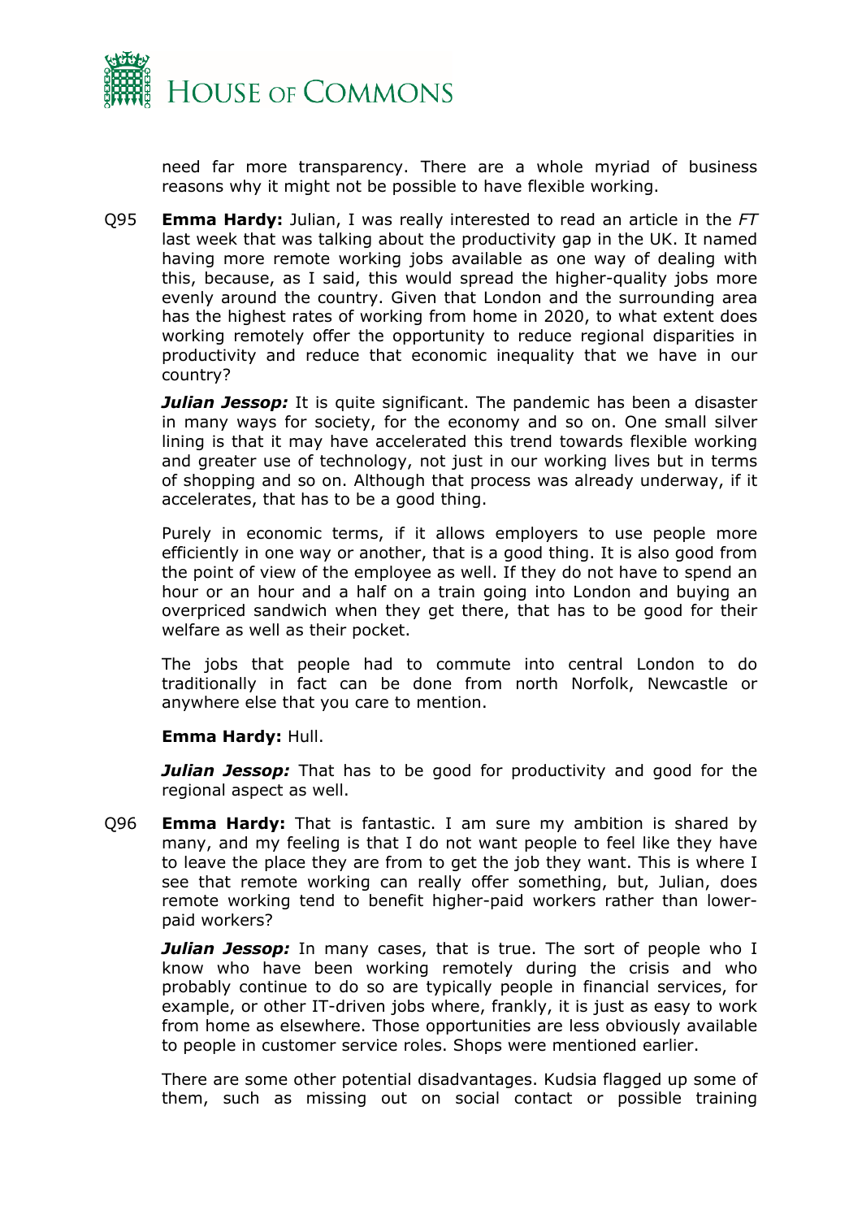need far more transparency. There are a whole myriad of business reasons why it might not be possible to have flexible working.

Q95 **Emma Hardy:** Julian, I was really interested to read an article in the *FT* last week that was talking about the productivity gap in the UK. It named having more remote working jobs available as one way of dealing with this, because, as I said, this would spread the higher-quality jobs more evenly around the country. Given that London and the surrounding area has the highest rates of working from home in 2020, to what extent does working remotely offer the opportunity to reduce regional disparities in productivity and reduce that economic inequality that we have in our country?

***Julian Jessop:*** It is quite significant. The pandemic has been a disaster in many ways for society, for the economy and so on. One small silver lining is that it may have accelerated this trend towards flexible working and greater use of technology, not just in our working lives but in terms of shopping and so on. Although that process was already underway, if it accelerates, that has to be a good thing.

Purely in economic terms, if it allows employers to use people more efficiently in one way or another, that is a good thing. It is also good from the point of view of the employee as well. If they do not have to spend an hour or an hour and a half on a train going into London and buying an overpriced sandwich when they get there, that has to be good for their welfare as well as their pocket.

The jobs that people had to commute into central London to do traditionally in fact can be done from north Norfolk, Newcastle or anywhere else that you care to mention.

**Emma Hardy:** Hull.

***Julian Jessop:*** That has to be good for productivity and good for the regional aspect as well.

Q96 **Emma Hardy:** That is fantastic. I am sure my ambition is shared by many, and my feeling is that I do not want people to feel like they have to leave the place they are from to get the job they want. This is where I see that remote working can really offer something, but, Julian, does remote working tend to benefit higher-paid workers rather than lower-paid workers?

***Julian Jessop:*** In many cases, that is true. The sort of people who I know who have been working remotely during the crisis and who probably continue to do so are typically people in financial services, for example, or other IT-driven jobs where, frankly, it is just as easy to work from home as elsewhere. Those opportunities are less obviously available to people in customer service roles. Shops were mentioned earlier.

There are some other potential disadvantages. Kudsia flagged up some of them, such as missing out on social contact or possible training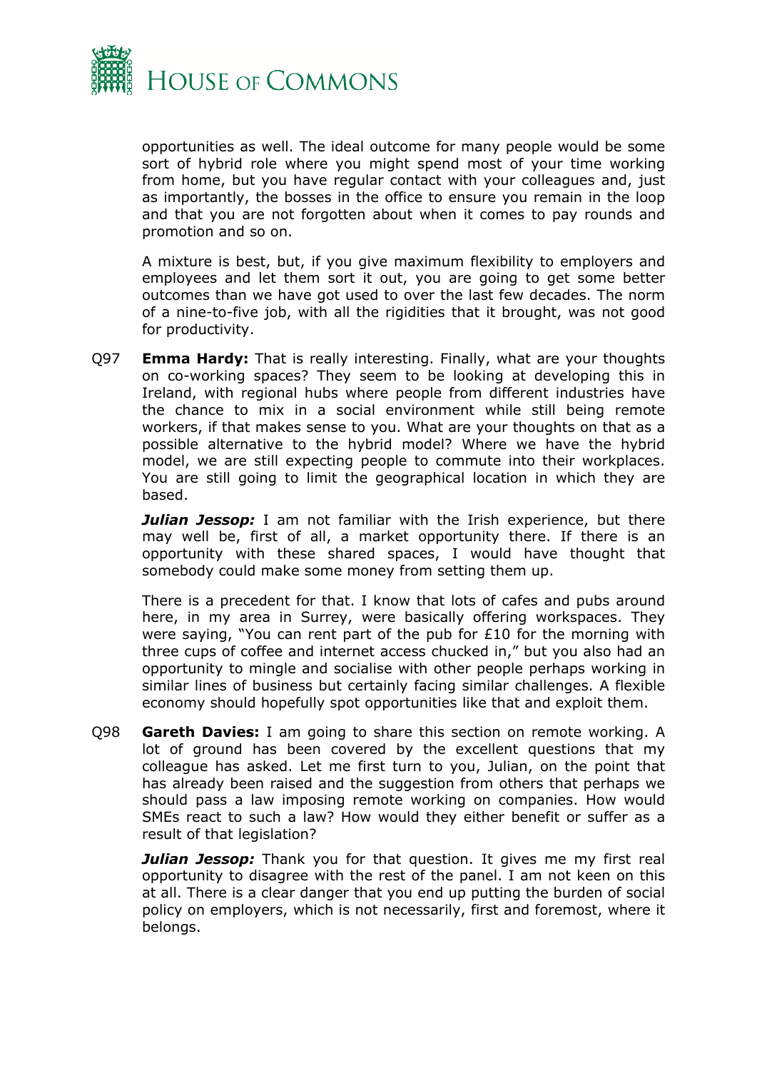opportunities as well. The ideal outcome for many people would be some sort of hybrid role where you might spend most of your time working from home, but you have regular contact with your colleagues and, just as importantly, the bosses in the office to ensure you remain in the loop and that you are not forgotten about when it comes to pay rounds and promotion and so on.

A mixture is best, but, if you give maximum flexibility to employers and employees and let them sort it out, you are going to get some better outcomes than we have got used to over the last few decades. The norm of a nine-to-five job, with all the rigidities that it brought, was not good for productivity.

Q97 **Emma Hardy:** That is really interesting. Finally, what are your thoughts on co-working spaces? They seem to be looking at developing this in Ireland, with regional hubs where people from different industries have the chance to mix in a social environment while still being remote workers, if that makes sense to you. What are your thoughts on that as a possible alternative to the hybrid model? Where we have the hybrid model, we are still expecting people to commute into their workplaces. You are still going to limit the geographical location in which they are based.

***Julian Jessop:*** I am not familiar with the Irish experience, but there may well be, first of all, a market opportunity there. If there is an opportunity with these shared spaces, I would have thought that somebody could make some money from setting them up.

There is a precedent for that. I know that lots of cafes and pubs around here, in my area in Surrey, were basically offering workspaces. They were saying, "You can rent part of the pub for £10 for the morning with three cups of coffee and internet access chucked in," but you also had an opportunity to mingle and socialise with other people perhaps working in similar lines of business but certainly facing similar challenges. A flexible economy should hopefully spot opportunities like that and exploit them.

Q98 **Gareth Davies:** I am going to share this section on remote working. A lot of ground has been covered by the excellent questions that my colleague has asked. Let me first turn to you, Julian, on the point that has already been raised and the suggestion from others that perhaps we should pass a law imposing remote working on companies. How would SMEs react to such a law? How would they either benefit or suffer as a result of that legislation?

***Julian Jessop:*** Thank you for that question. It gives me my first real opportunity to disagree with the rest of the panel. I am not keen on this at all. There is a clear danger that you end up putting the burden of social policy on employers, which is not necessarily, first and foremost, where it belongs.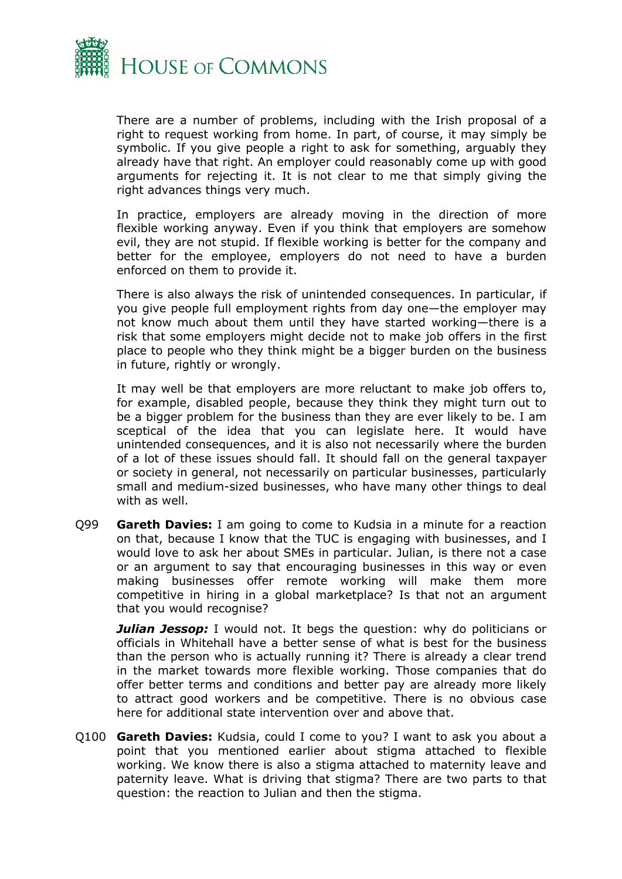There are a number of problems, including with the Irish proposal of a right to request working from home. In part, of course, it may simply be symbolic. If you give people a right to ask for something, arguably they already have that right. An employer could reasonably come up with good arguments for rejecting it. It is not clear to me that simply giving the right advances things very much.

In practice, employers are already moving in the direction of more flexible working anyway. Even if you think that employers are somehow evil, they are not stupid. If flexible working is better for the company and better for the employee, employers do not need to have a burden enforced on them to provide it.

There is also always the risk of unintended consequences. In particular, if you give people full employment rights from day one—the employer may not know much about them until they have started working—there is a risk that some employers might decide not to make job offers in the first place to people who they think might be a bigger burden on the business in future, rightly or wrongly.

It may well be that employers are more reluctant to make job offers to, for example, disabled people, because they think they might turn out to be a bigger problem for the business than they are ever likely to be. I am sceptical of the idea that you can legislate here. It would have unintended consequences, and it is also not necessarily where the burden of a lot of these issues should fall. It should fall on the general taxpayer or society in general, not necessarily on particular businesses, particularly small and medium-sized businesses, who have many other things to deal with as well.

Q99 **Gareth Davies:** I am going to come to Kudsia in a minute for a reaction on that, because I know that the TUC is engaging with businesses, and I would love to ask her about SMEs in particular. Julian, is there not a case or an argument to say that encouraging businesses in this way or even making businesses offer remote working will make them more competitive in hiring in a global marketplace? Is that not an argument that you would recognise?

***Julian Jessop:*** I would not. It begs the question: why do politicians or officials in Whitehall have a better sense of what is best for the business than the person who is actually running it? There is already a clear trend in the market towards more flexible working. Those companies that do offer better terms and conditions and better pay are already more likely to attract good workers and be competitive. There is no obvious case here for additional state intervention over and above that.

Q100 **Gareth Davies:** Kudsia, could I come to you? I want to ask you about a point that you mentioned earlier about stigma attached to flexible working. We know there is also a stigma attached to maternity leave and paternity leave. What is driving that stigma? There are two parts to that question: the reaction to Julian and then the stigma.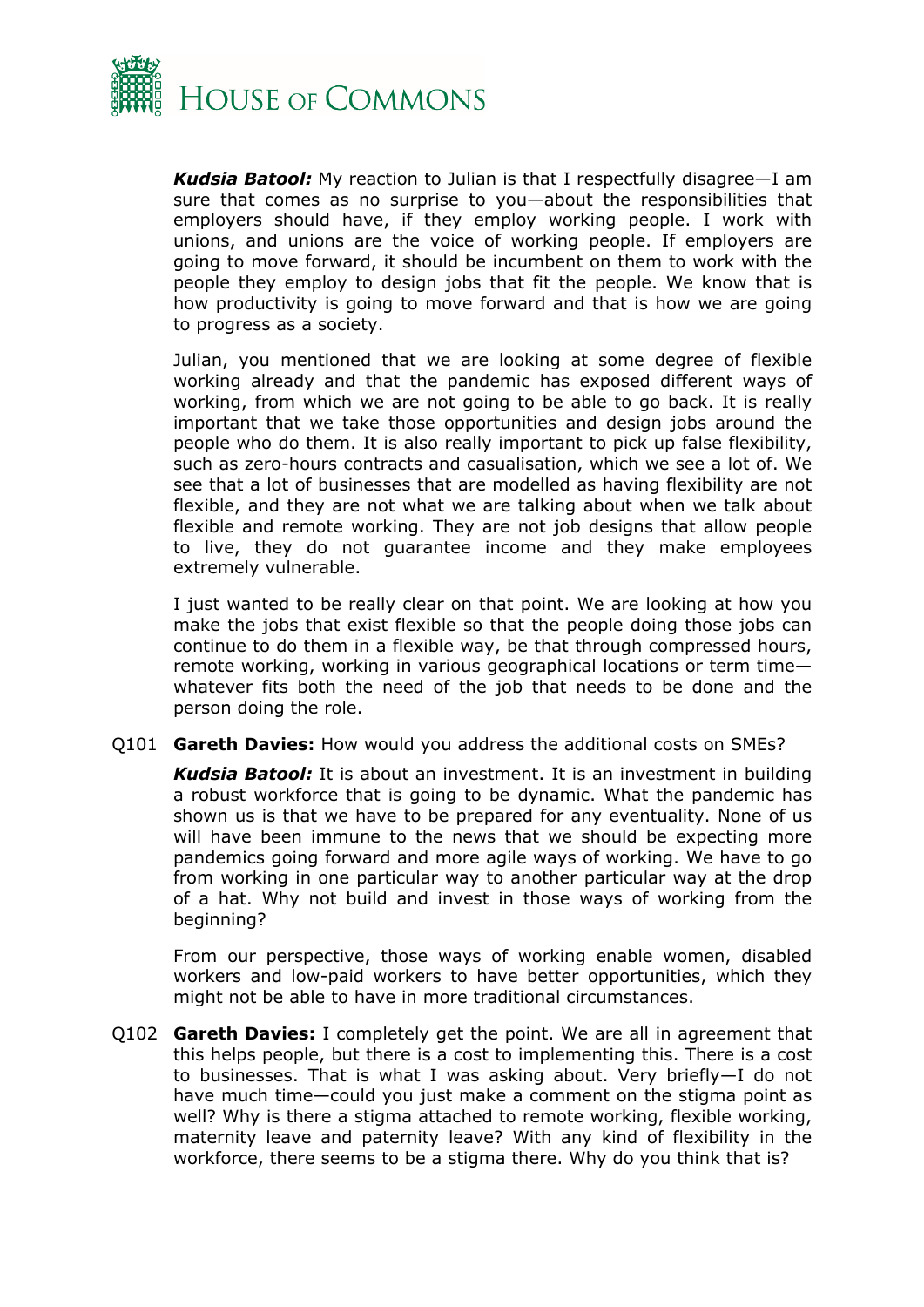***Kudsia Batool:*** My reaction to Julian is that I respectfully disagree—I am sure that comes as no surprise to you—about the responsibilities that employers should have, if they employ working people. I work with unions, and unions are the voice of working people. If employers are going to move forward, it should be incumbent on them to work with the people they employ to design jobs that fit the people. We know that is how productivity is going to move forward and that is how we are going to progress as a society.

Julian, you mentioned that we are looking at some degree of flexible working already and that the pandemic has exposed different ways of working, from which we are not going to be able to go back. It is really important that we take those opportunities and design jobs around the people who do them. It is also really important to pick up false flexibility, such as zero-hours contracts and casualisation, which we see a lot of. We see that a lot of businesses that are modelled as having flexibility are not flexible, and they are not what we are talking about when we talk about flexible and remote working. They are not job designs that allow people to live, they do not guarantee income and they make employees extremely vulnerable.

I just wanted to be really clear on that point. We are looking at how you make the jobs that exist flexible so that the people doing those jobs can continue to do them in a flexible way, be that through compressed hours, remote working, working in various geographical locations or term time—whatever fits both the need of the job that needs to be done and the person doing the role.

Q101 **Gareth Davies:** How would you address the additional costs on SMEs?

***Kudsia Batool:*** It is about an investment. It is an investment in building a robust workforce that is going to be dynamic. What the pandemic has shown us is that we have to be prepared for any eventuality. None of us will have been immune to the news that we should be expecting more pandemics going forward and more agile ways of working. We have to go from working in one particular way to another particular way at the drop of a hat. Why not build and invest in those ways of working from the beginning?

From our perspective, those ways of working enable women, disabled workers and low-paid workers to have better opportunities, which they might not be able to have in more traditional circumstances.

Q102 **Gareth Davies:** I completely get the point. We are all in agreement that this helps people, but there is a cost to implementing this. There is a cost to businesses. That is what I was asking about. Very briefly—I do not have much time—could you just make a comment on the stigma point as well? Why is there a stigma attached to remote working, flexible working, maternity leave and paternity leave? With any kind of flexibility in the workforce, there seems to be a stigma there. Why do you think that is?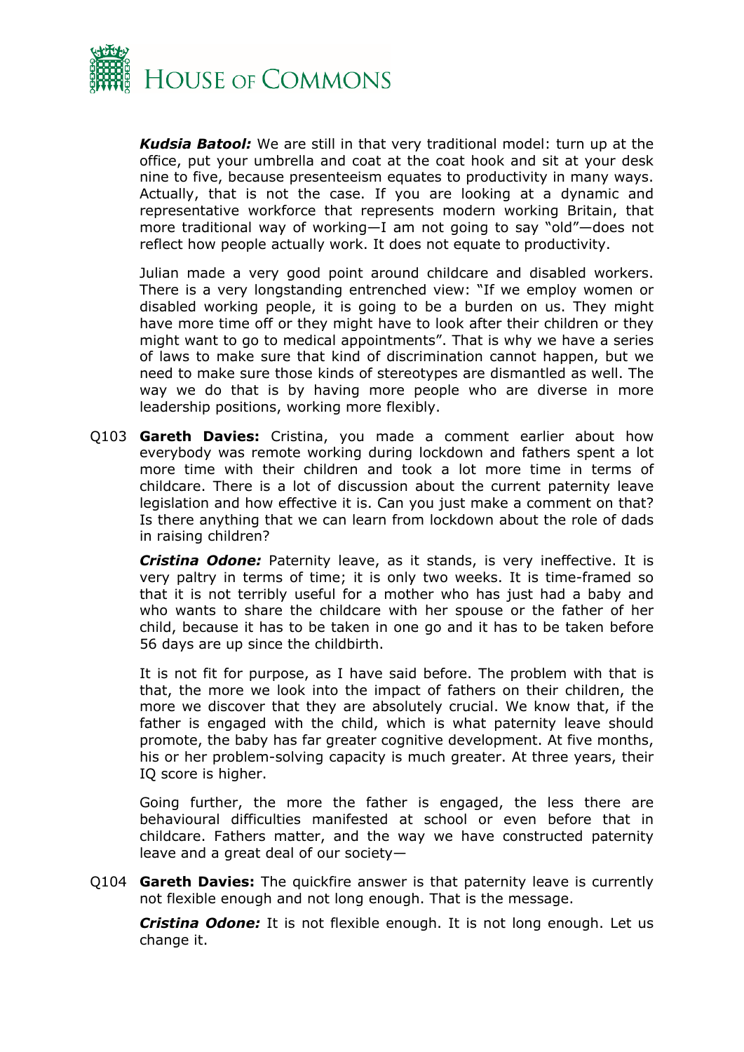***Kudsia Batool:*** We are still in that very traditional model: turn up at the office, put your umbrella and coat at the coat hook and sit at your desk nine to five, because presenteeism equates to productivity in many ways. Actually, that is not the case. If you are looking at a dynamic and representative workforce that represents modern working Britain, that more traditional way of working—I am not going to say "old"—does not reflect how people actually work. It does not equate to productivity.

Julian made a very good point around childcare and disabled workers. There is a very longstanding entrenched view: "If we employ women or disabled working people, it is going to be a burden on us. They might have more time off or they might have to look after their children or they might want to go to medical appointments". That is why we have a series of laws to make sure that kind of discrimination cannot happen, but we need to make sure those kinds of stereotypes are dismantled as well. The way we do that is by having more people who are diverse in more leadership positions, working more flexibly.

Q103 **Gareth Davies:** Cristina, you made a comment earlier about how everybody was remote working during lockdown and fathers spent a lot more time with their children and took a lot more time in terms of childcare. There is a lot of discussion about the current paternity leave legislation and how effective it is. Can you just make a comment on that? Is there anything that we can learn from lockdown about the role of dads in raising children?

***Cristina Odone:*** Paternity leave, as it stands, is very ineffective. It is very paltry in terms of time; it is only two weeks. It is time-framed so that it is not terribly useful for a mother who has just had a baby and who wants to share the childcare with her spouse or the father of her child, because it has to be taken in one go and it has to be taken before 56 days are up since the childbirth.

It is not fit for purpose, as I have said before. The problem with that is that, the more we look into the impact of fathers on their children, the more we discover that they are absolutely crucial. We know that, if the father is engaged with the child, which is what paternity leave should promote, the baby has far greater cognitive development. At five months, his or her problem-solving capacity is much greater. At three years, their IQ score is higher.

Going further, the more the father is engaged, the less there are behavioural difficulties manifested at school or even before that in childcare. Fathers matter, and the way we have constructed paternity leave and a great deal of our society—

Q104 **Gareth Davies:** The quickfire answer is that paternity leave is currently not flexible enough and not long enough. That is the message.

***Cristina Odone:*** It is not flexible enough. It is not long enough. Let us change it.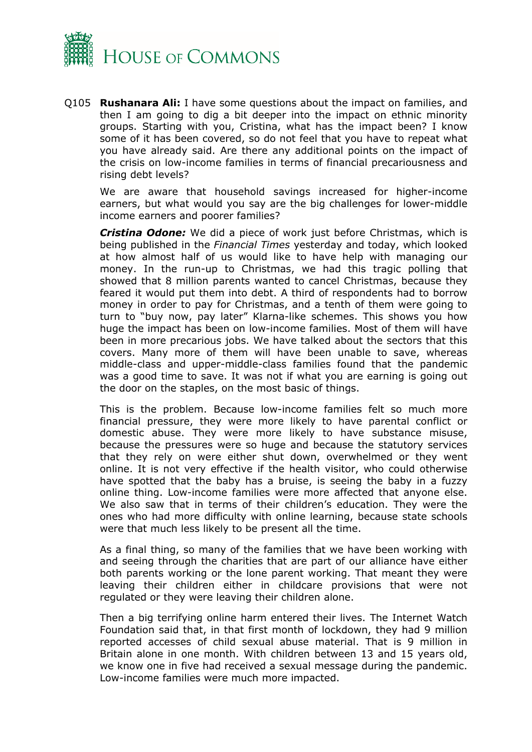Q105 **Rushanara Ali:** I have some questions about the impact on families, and then I am going to dig a bit deeper into the impact on ethnic minority groups. Starting with you, Cristina, what has the impact been? I know some of it has been covered, so do not feel that you have to repeat what you have already said. Are there any additional points on the impact of the crisis on low-income families in terms of financial precariousness and rising debt levels?

We are aware that household savings increased for higher-income earners, but what would you say are the big challenges for lower-middle income earners and poorer families?

***Cristina Odone:*** We did a piece of work just before Christmas, which is being published in the *Financial Times* yesterday and today, which looked at how almost half of us would like to have help with managing our money. In the run-up to Christmas, we had this tragic polling that showed that 8 million parents wanted to cancel Christmas, because they feared it would put them into debt. A third of respondents had to borrow money in order to pay for Christmas, and a tenth of them were going to turn to "buy now, pay later" Klarna-like schemes. This shows you how huge the impact has been on low-income families. Most of them will have been in more precarious jobs. We have talked about the sectors that this covers. Many more of them will have been unable to save, whereas middle-class and upper-middle-class families found that the pandemic was a good time to save. It was not if what you are earning is going out the door on the staples, on the most basic of things.

This is the problem. Because low-income families felt so much more financial pressure, they were more likely to have parental conflict or domestic abuse. They were more likely to have substance misuse, because the pressures were so huge and because the statutory services that they rely on were either shut down, overwhelmed or they went online. It is not very effective if the health visitor, who could otherwise have spotted that the baby has a bruise, is seeing the baby in a fuzzy online thing. Low-income families were more affected that anyone else. We also saw that in terms of their children's education. They were the ones who had more difficulty with online learning, because state schools were that much less likely to be present all the time.

As a final thing, so many of the families that we have been working with and seeing through the charities that are part of our alliance have either both parents working or the lone parent working. That meant they were leaving their children either in childcare provisions that were not regulated or they were leaving their children alone.

Then a big terrifying online harm entered their lives. The Internet Watch Foundation said that, in that first month of lockdown, they had 9 million reported accesses of child sexual abuse material. That is 9 million in Britain alone in one month. With children between 13 and 15 years old, we know one in five had received a sexual message during the pandemic. Low-income families were much more impacted.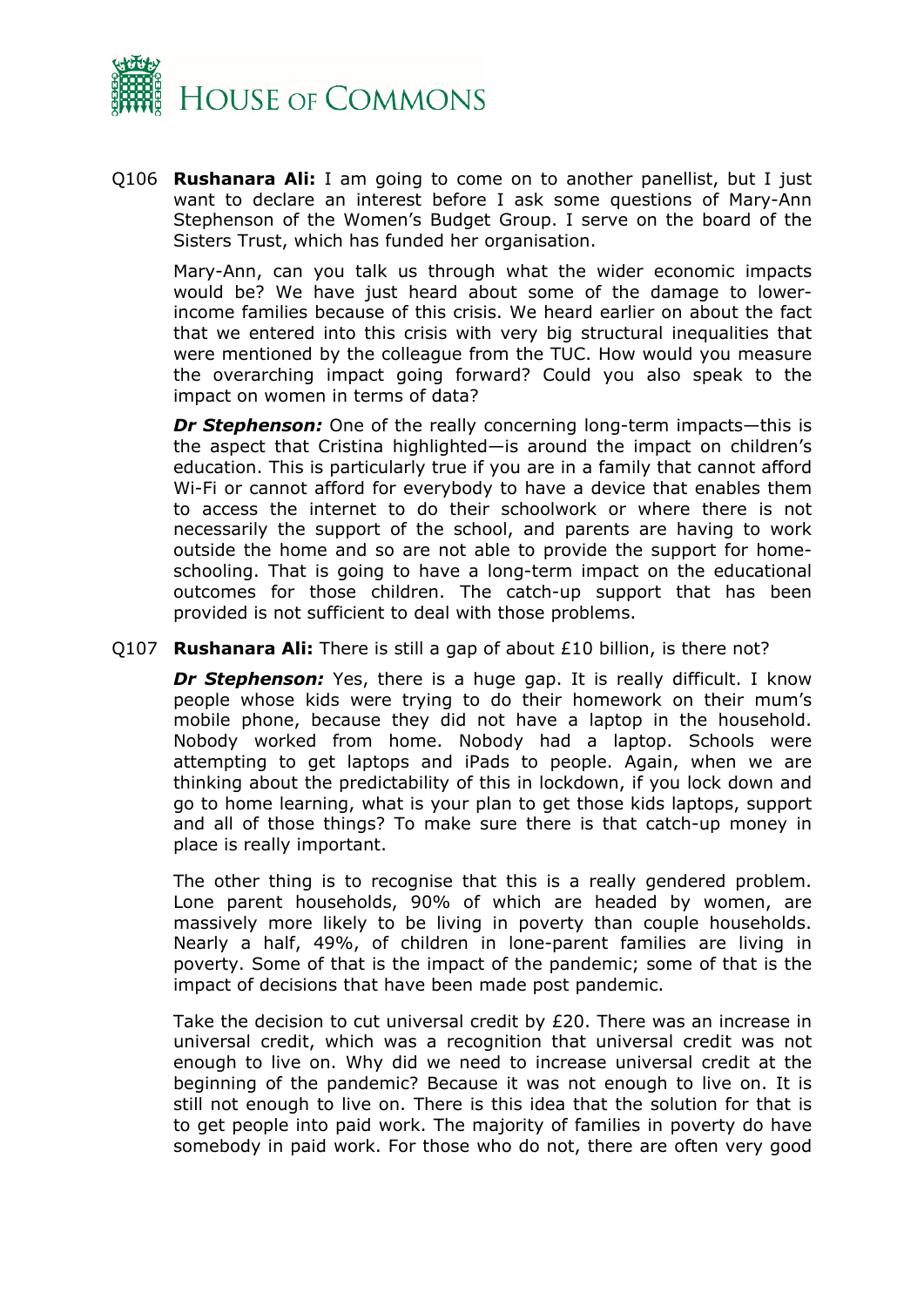Q106 **Rushanara Ali:** I am going to come on to another panellist, but I just want to declare an interest before I ask some questions of Mary-Ann Stephenson of the Women's Budget Group. I serve on the board of the Sisters Trust, which has funded her organisation.

Mary-Ann, can you talk us through what the wider economic impacts would be? We have just heard about some of the damage to lower-income families because of this crisis. We heard earlier on about the fact that we entered into this crisis with very big structural inequalities that were mentioned by the colleague from the TUC. How would you measure the overarching impact going forward? Could you also speak to the impact on women in terms of data?

***Dr Stephenson:*** One of the really concerning long-term impacts—this is the aspect that Cristina highlighted—is around the impact on children's education. This is particularly true if you are in a family that cannot afford Wi-Fi or cannot afford for everybody to have a device that enables them to access the internet to do their schoolwork or where there is not necessarily the support of the school, and parents are having to work outside the home and so are not able to provide the support for home-schooling. That is going to have a long-term impact on the educational outcomes for those children. The catch-up support that has been provided is not sufficient to deal with those problems.

Q107 **Rushanara Ali:** There is still a gap of about £10 billion, is there not?

***Dr Stephenson:*** Yes, there is a huge gap. It is really difficult. I know people whose kids were trying to do their homework on their mum's mobile phone, because they did not have a laptop in the household. Nobody worked from home. Nobody had a laptop. Schools were attempting to get laptops and iPads to people. Again, when we are thinking about the predictability of this in lockdown, if you lock down and go to home learning, what is your plan to get those kids laptops, support and all of those things? To make sure there is that catch-up money in place is really important.

The other thing is to recognise that this is a really gendered problem. Lone parent households, 90% of which are headed by women, are massively more likely to be living in poverty than couple households. Nearly a half, 49%, of children in lone-parent families are living in poverty. Some of that is the impact of the pandemic; some of that is the impact of decisions that have been made post pandemic.

Take the decision to cut universal credit by £20. There was an increase in universal credit, which was a recognition that universal credit was not enough to live on. Why did we need to increase universal credit at the beginning of the pandemic? Because it was not enough to live on. It is still not enough to live on. There is this idea that the solution for that is to get people into paid work. The majority of families in poverty do have somebody in paid work. For those who do not, there are often very good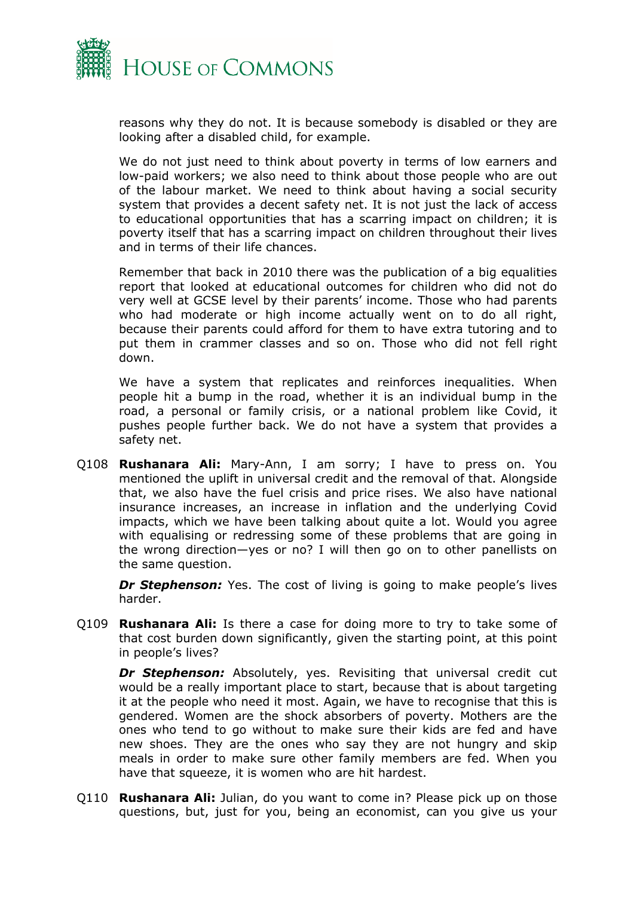reasons why they do not. It is because somebody is disabled or they are looking after a disabled child, for example.

We do not just need to think about poverty in terms of low earners and low-paid workers; we also need to think about those people who are out of the labour market. We need to think about having a social security system that provides a decent safety net. It is not just the lack of access to educational opportunities that has a scarring impact on children; it is poverty itself that has a scarring impact on children throughout their lives and in terms of their life chances.

Remember that back in 2010 there was the publication of a big equalities report that looked at educational outcomes for children who did not do very well at GCSE level by their parents' income. Those who had parents who had moderate or high income actually went on to do all right, because their parents could afford for them to have extra tutoring and to put them in crammer classes and so on. Those who did not fell right down.

We have a system that replicates and reinforces inequalities. When people hit a bump in the road, whether it is an individual bump in the road, a personal or family crisis, or a national problem like Covid, it pushes people further back. We do not have a system that provides a safety net.

Q108 **Rushanara Ali:** Mary-Ann, I am sorry; I have to press on. You mentioned the uplift in universal credit and the removal of that. Alongside that, we also have the fuel crisis and price rises. We also have national insurance increases, an increase in inflation and the underlying Covid impacts, which we have been talking about quite a lot. Would you agree with equalising or redressing some of these problems that are going in the wrong direction—yes or no? I will then go on to other panellists on the same question.

***Dr Stephenson:*** Yes. The cost of living is going to make people's lives harder.

Q109 **Rushanara Ali:** Is there a case for doing more to try to take some of that cost burden down significantly, given the starting point, at this point in people's lives?

***Dr Stephenson:*** Absolutely, yes. Revisiting that universal credit cut would be a really important place to start, because that is about targeting it at the people who need it most. Again, we have to recognise that this is gendered. Women are the shock absorbers of poverty. Mothers are the ones who tend to go without to make sure their kids are fed and have new shoes. They are the ones who say they are not hungry and skip meals in order to make sure other family members are fed. When you have that squeeze, it is women who are hit hardest.

Q110 **Rushanara Ali:** Julian, do you want to come in? Please pick up on those questions, but, just for you, being an economist, can you give us your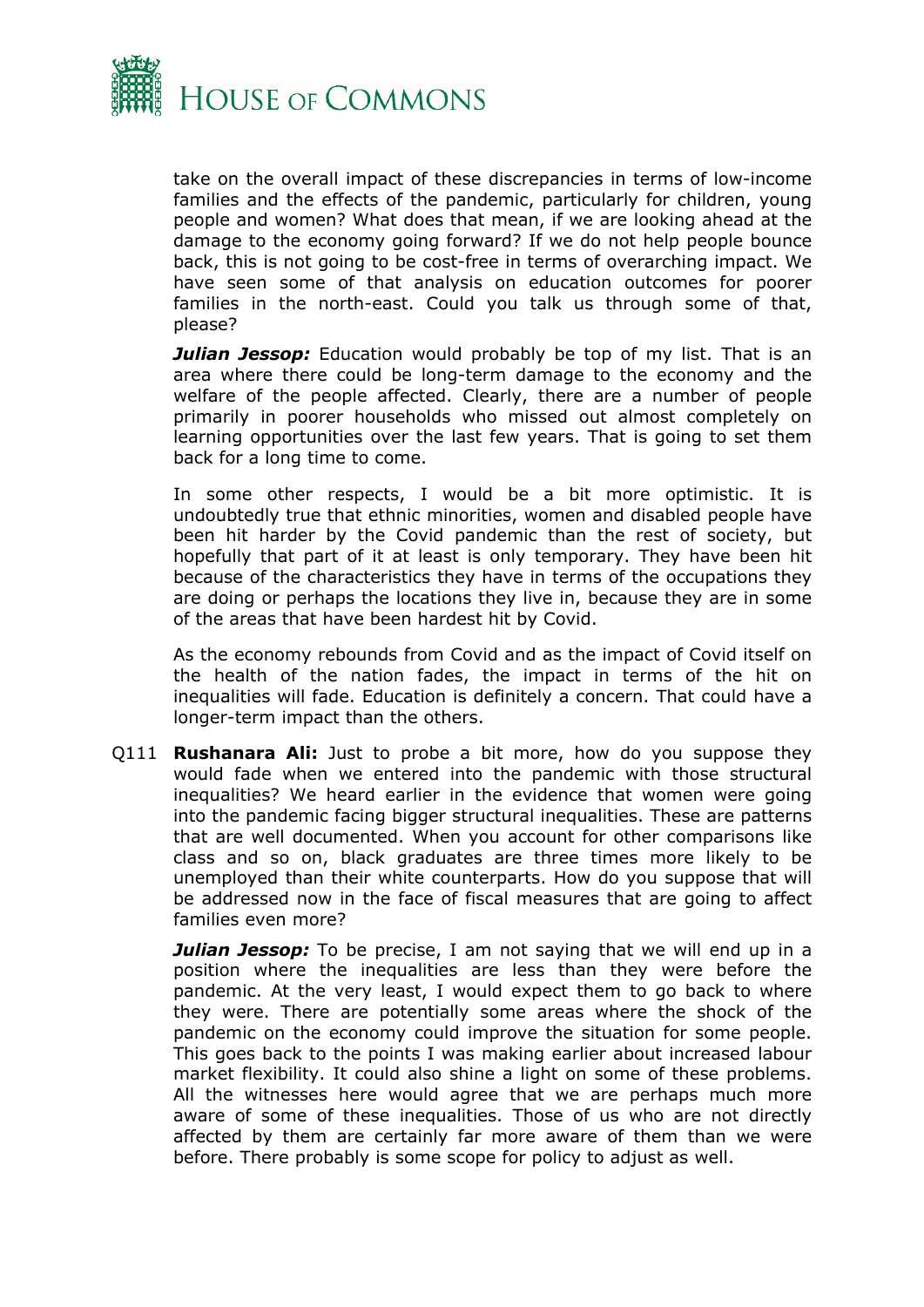take on the overall impact of these discrepancies in terms of low-income families and the effects of the pandemic, particularly for children, young people and women? What does that mean, if we are looking ahead at the damage to the economy going forward? If we do not help people bounce back, this is not going to be cost-free in terms of overarching impact. We have seen some of that analysis on education outcomes for poorer families in the north-east. Could you talk us through some of that, please?

***Julian Jessop:*** Education would probably be top of my list. That is an area where there could be long-term damage to the economy and the welfare of the people affected. Clearly, there are a number of people primarily in poorer households who missed out almost completely on learning opportunities over the last few years. That is going to set them back for a long time to come.

In some other respects, I would be a bit more optimistic. It is undoubtedly true that ethnic minorities, women and disabled people have been hit harder by the Covid pandemic than the rest of society, but hopefully that part of it at least is only temporary. They have been hit because of the characteristics they have in terms of the occupations they are doing or perhaps the locations they live in, because they are in some of the areas that have been hardest hit by Covid.

As the economy rebounds from Covid and as the impact of Covid itself on the health of the nation fades, the impact in terms of the hit on inequalities will fade. Education is definitely a concern. That could have a longer-term impact than the others.

Q111 **Rushanara Ali:** Just to probe a bit more, how do you suppose they would fade when we entered into the pandemic with those structural inequalities? We heard earlier in the evidence that women were going into the pandemic facing bigger structural inequalities. These are patterns that are well documented. When you account for other comparisons like class and so on, black graduates are three times more likely to be unemployed than their white counterparts. How do you suppose that will be addressed now in the face of fiscal measures that are going to affect families even more?

***Julian Jessop:*** To be precise, I am not saying that we will end up in a position where the inequalities are less than they were before the pandemic. At the very least, I would expect them to go back to where they were. There are potentially some areas where the shock of the pandemic on the economy could improve the situation for some people. This goes back to the points I was making earlier about increased labour market flexibility. It could also shine a light on some of these problems. All the witnesses here would agree that we are perhaps much more aware of some of these inequalities. Those of us who are not directly affected by them are certainly far more aware of them than we were before. There probably is some scope for policy to adjust as well.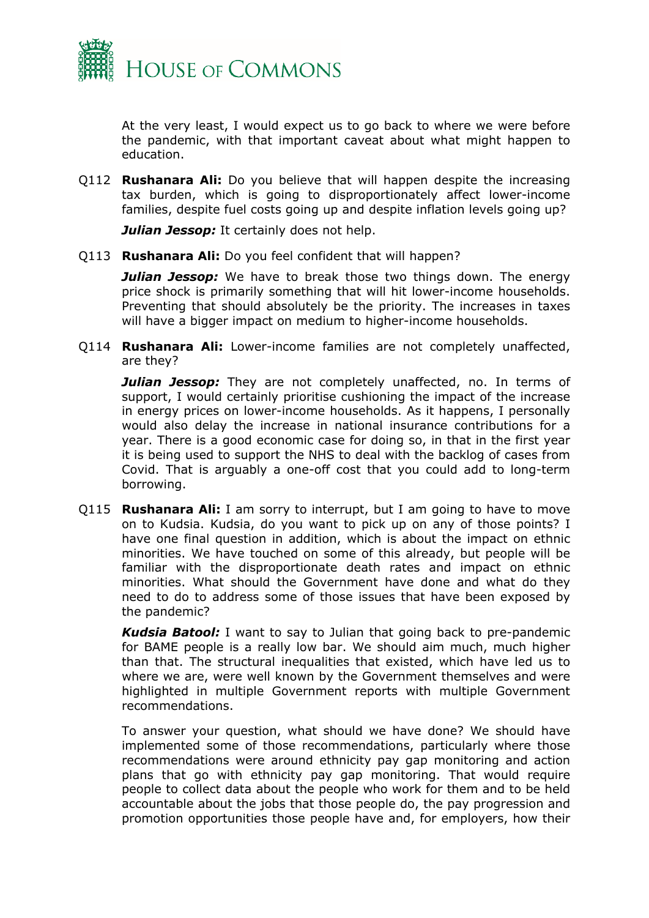At the very least, I would expect us to go back to where we were before the pandemic, with that important caveat about what might happen to education.

Q112 **Rushanara Ali:** Do you believe that will happen despite the increasing tax burden, which is going to disproportionately affect lower-income families, despite fuel costs going up and despite inflation levels going up?

***Julian Jessop:*** It certainly does not help.

Q113 **Rushanara Ali:** Do you feel confident that will happen?

***Julian Jessop:*** We have to break those two things down. The energy price shock is primarily something that will hit lower-income households. Preventing that should absolutely be the priority. The increases in taxes will have a bigger impact on medium to higher-income households.

Q114 **Rushanara Ali:** Lower-income families are not completely unaffected, are they?

***Julian Jessop:*** They are not completely unaffected, no. In terms of support, I would certainly prioritise cushioning the impact of the increase in energy prices on lower-income households. As it happens, I personally would also delay the increase in national insurance contributions for a year. There is a good economic case for doing so, in that in the first year it is being used to support the NHS to deal with the backlog of cases from Covid. That is arguably a one-off cost that you could add to long-term borrowing.

Q115 **Rushanara Ali:** I am sorry to interrupt, but I am going to have to move on to Kudsia. Kudsia, do you want to pick up on any of those points? I have one final question in addition, which is about the impact on ethnic minorities. We have touched on some of this already, but people will be familiar with the disproportionate death rates and impact on ethnic minorities. What should the Government have done and what do they need to do to address some of those issues that have been exposed by the pandemic?

***Kudsia Batool:*** I want to say to Julian that going back to pre-pandemic for BAME people is a really low bar. We should aim much, much higher than that. The structural inequalities that existed, which have led us to where we are, were well known by the Government themselves and were highlighted in multiple Government reports with multiple Government recommendations.

To answer your question, what should we have done? We should have implemented some of those recommendations, particularly where those recommendations were around ethnicity pay gap monitoring and action plans that go with ethnicity pay gap monitoring. That would require people to collect data about the people who work for them and to be held accountable about the jobs that those people do, the pay progression and promotion opportunities those people have and, for employers, how their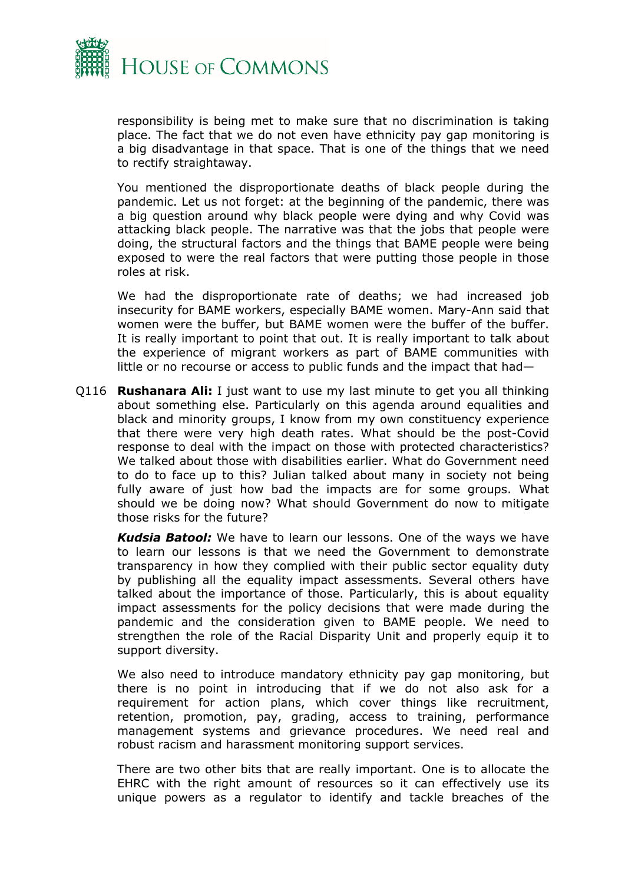responsibility is being met to make sure that no discrimination is taking place. The fact that we do not even have ethnicity pay gap monitoring is a big disadvantage in that space. That is one of the things that we need to rectify straightaway.

You mentioned the disproportionate deaths of black people during the pandemic. Let us not forget: at the beginning of the pandemic, there was a big question around why black people were dying and why Covid was attacking black people. The narrative was that the jobs that people were doing, the structural factors and the things that BAME people were being exposed to were the real factors that were putting those people in those roles at risk.

We had the disproportionate rate of deaths; we had increased job insecurity for BAME workers, especially BAME women. Mary-Ann said that women were the buffer, but BAME women were the buffer of the buffer. It is really important to point that out. It is really important to talk about the experience of migrant workers as part of BAME communities with little or no recourse or access to public funds and the impact that had—

Q116 **Rushanara Ali:** I just want to use my last minute to get you all thinking about something else. Particularly on this agenda around equalities and black and minority groups, I know from my own constituency experience that there were very high death rates. What should be the post-Covid response to deal with the impact on those with protected characteristics? We talked about those with disabilities earlier. What do Government need to do to face up to this? Julian talked about many in society not being fully aware of just how bad the impacts are for some groups. What should we be doing now? What should Government do now to mitigate those risks for the future?

***Kudsia Batool:*** We have to learn our lessons. One of the ways we have to learn our lessons is that we need the Government to demonstrate transparency in how they complied with their public sector equality duty by publishing all the equality impact assessments. Several others have talked about the importance of those. Particularly, this is about equality impact assessments for the policy decisions that were made during the pandemic and the consideration given to BAME people. We need to strengthen the role of the Racial Disparity Unit and properly equip it to support diversity.

We also need to introduce mandatory ethnicity pay gap monitoring, but there is no point in introducing that if we do not also ask for a requirement for action plans, which cover things like recruitment, retention, promotion, pay, grading, access to training, performance management systems and grievance procedures. We need real and robust racism and harassment monitoring support services.

There are two other bits that are really important. One is to allocate the EHRC with the right amount of resources so it can effectively use its unique powers as a regulator to identify and tackle breaches of the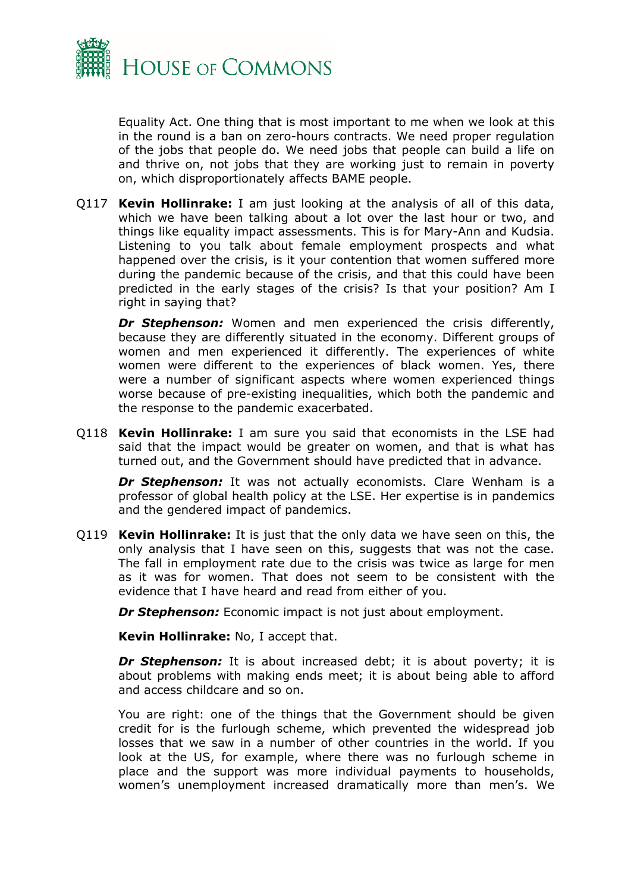Equality Act. One thing that is most important to me when we look at this in the round is a ban on zero-hours contracts. We need proper regulation of the jobs that people do. We need jobs that people can build a life on and thrive on, not jobs that they are working just to remain in poverty on, which disproportionately affects BAME people.

Q117 **Kevin Hollinrake:** I am just looking at the analysis of all of this data, which we have been talking about a lot over the last hour or two, and things like equality impact assessments. This is for Mary-Ann and Kudsia. Listening to you talk about female employment prospects and what happened over the crisis, is it your contention that women suffered more during the pandemic because of the crisis, and that this could have been predicted in the early stages of the crisis? Is that your position? Am I right in saying that?

***Dr Stephenson:*** Women and men experienced the crisis differently, because they are differently situated in the economy. Different groups of women and men experienced it differently. The experiences of white women were different to the experiences of black women. Yes, there were a number of significant aspects where women experienced things worse because of pre-existing inequalities, which both the pandemic and the response to the pandemic exacerbated.

Q118 **Kevin Hollinrake:** I am sure you said that economists in the LSE had said that the impact would be greater on women, and that is what has turned out, and the Government should have predicted that in advance.

***Dr Stephenson:*** It was not actually economists. Clare Wenham is a professor of global health policy at the LSE. Her expertise is in pandemics and the gendered impact of pandemics.

Q119 **Kevin Hollinrake:** It is just that the only data we have seen on this, the only analysis that I have seen on this, suggests that was not the case. The fall in employment rate due to the crisis was twice as large for men as it was for women. That does not seem to be consistent with the evidence that I have heard and read from either of you.

***Dr Stephenson:*** Economic impact is not just about employment.

**Kevin Hollinrake:** No, I accept that.

***Dr Stephenson:*** It is about increased debt; it is about poverty; it is about problems with making ends meet; it is about being able to afford and access childcare and so on.

You are right: one of the things that the Government should be given credit for is the furlough scheme, which prevented the widespread job losses that we saw in a number of other countries in the world. If you look at the US, for example, where there was no furlough scheme in place and the support was more individual payments to households, women's unemployment increased dramatically more than men's. We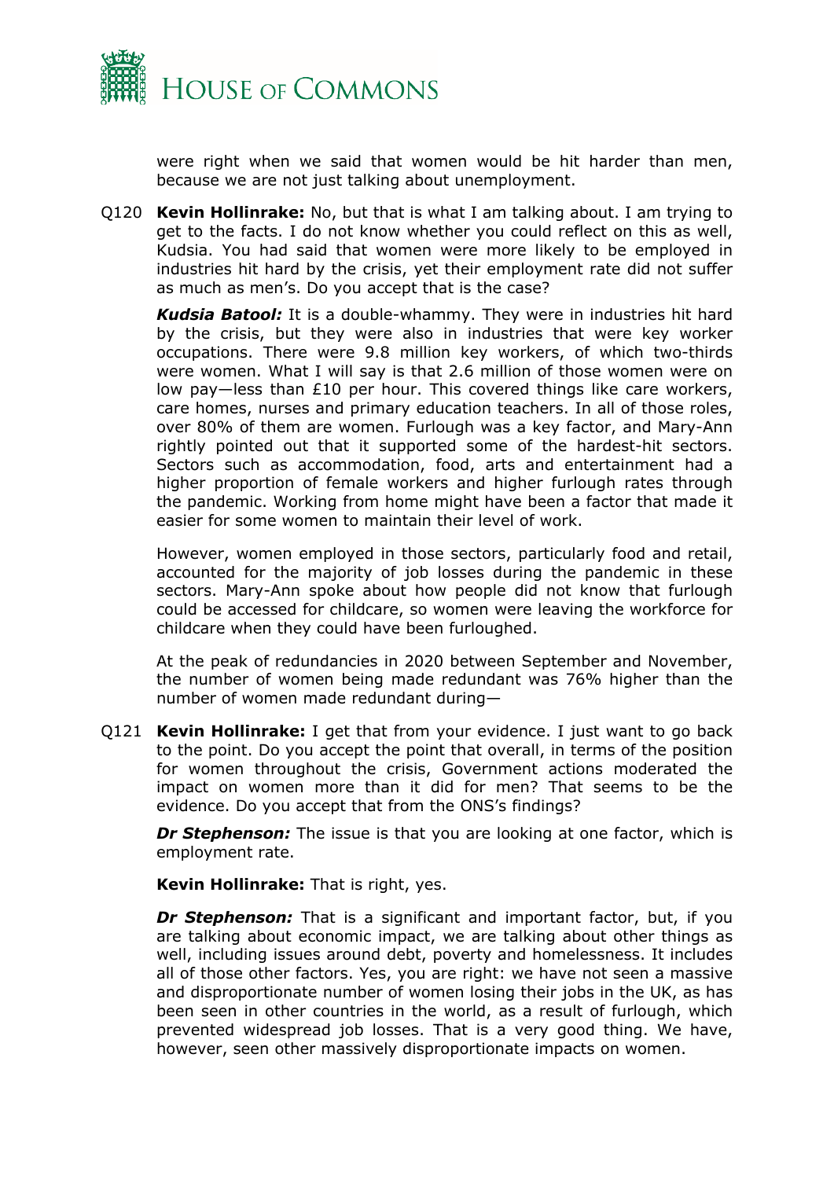were right when we said that women would be hit harder than men, because we are not just talking about unemployment.

Q120 **Kevin Hollinrake:** No, but that is what I am talking about. I am trying to get to the facts. I do not know whether you could reflect on this as well, Kudsia. You had said that women were more likely to be employed in industries hit hard by the crisis, yet their employment rate did not suffer as much as men's. Do you accept that is the case?

***Kudsia Batool:*** It is a double-whammy. They were in industries hit hard by the crisis, but they were also in industries that were key worker occupations. There were 9.8 million key workers, of which two-thirds were women. What I will say is that 2.6 million of those women were on low pay—less than £10 per hour. This covered things like care workers, care homes, nurses and primary education teachers. In all of those roles, over 80% of them are women. Furlough was a key factor, and Mary-Ann rightly pointed out that it supported some of the hardest-hit sectors. Sectors such as accommodation, food, arts and entertainment had a higher proportion of female workers and higher furlough rates through the pandemic. Working from home might have been a factor that made it easier for some women to maintain their level of work.

However, women employed in those sectors, particularly food and retail, accounted for the majority of job losses during the pandemic in these sectors. Mary-Ann spoke about how people did not know that furlough could be accessed for childcare, so women were leaving the workforce for childcare when they could have been furloughed.

At the peak of redundancies in 2020 between September and November, the number of women being made redundant was 76% higher than the number of women made redundant during—

Q121 **Kevin Hollinrake:** I get that from your evidence. I just want to go back to the point. Do you accept the point that overall, in terms of the position for women throughout the crisis, Government actions moderated the impact on women more than it did for men? That seems to be the evidence. Do you accept that from the ONS's findings?

***Dr Stephenson:*** The issue is that you are looking at one factor, which is employment rate.

**Kevin Hollinrake:** That is right, yes.

***Dr Stephenson:*** That is a significant and important factor, but, if you are talking about economic impact, we are talking about other things as well, including issues around debt, poverty and homelessness. It includes all of those other factors. Yes, you are right: we have not seen a massive and disproportionate number of women losing their jobs in the UK, as has been seen in other countries in the world, as a result of furlough, which prevented widespread job losses. That is a very good thing. We have, however, seen other massively disproportionate impacts on women.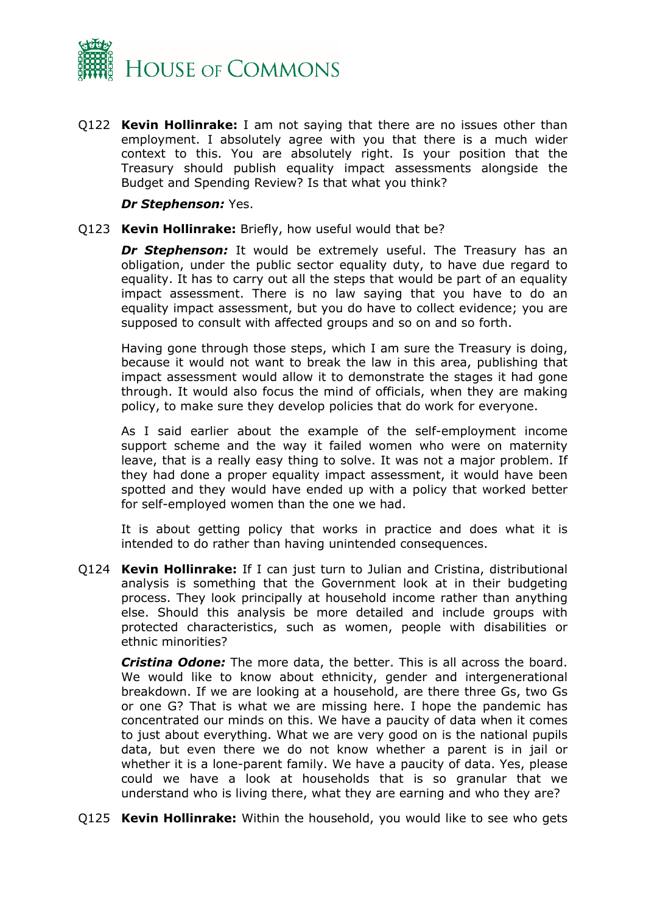Q122 **Kevin Hollinrake:** I am not saying that there are no issues other than employment. I absolutely agree with you that there is a much wider context to this. You are absolutely right. Is your position that the Treasury should publish equality impact assessments alongside the Budget and Spending Review? Is that what you think?

***Dr Stephenson:*** Yes.

Q123 **Kevin Hollinrake:** Briefly, how useful would that be?

***Dr Stephenson:*** It would be extremely useful. The Treasury has an obligation, under the public sector equality duty, to have due regard to equality. It has to carry out all the steps that would be part of an equality impact assessment. There is no law saying that you have to do an equality impact assessment, but you do have to collect evidence; you are supposed to consult with affected groups and so on and so forth.

Having gone through those steps, which I am sure the Treasury is doing, because it would not want to break the law in this area, publishing that impact assessment would allow it to demonstrate the stages it had gone through. It would also focus the mind of officials, when they are making policy, to make sure they develop policies that do work for everyone.

As I said earlier about the example of the self-employment income support scheme and the way it failed women who were on maternity leave, that is a really easy thing to solve. It was not a major problem. If they had done a proper equality impact assessment, it would have been spotted and they would have ended up with a policy that worked better for self-employed women than the one we had.

It is about getting policy that works in practice and does what it is intended to do rather than having unintended consequences.

Q124 **Kevin Hollinrake:** If I can just turn to Julian and Cristina, distributional analysis is something that the Government look at in their budgeting process. They look principally at household income rather than anything else. Should this analysis be more detailed and include groups with protected characteristics, such as women, people with disabilities or ethnic minorities?

***Cristina Odone:*** The more data, the better. This is all across the board. We would like to know about ethnicity, gender and intergenerational breakdown. If we are looking at a household, are there three Gs, two Gs or one G? That is what we are missing here. I hope the pandemic has concentrated our minds on this. We have a paucity of data when it comes to just about everything. What we are very good on is the national pupils data, but even there we do not know whether a parent is in jail or whether it is a lone-parent family. We have a paucity of data. Yes, please could we have a look at households that is so granular that we understand who is living there, what they are earning and who they are?

Q125 **Kevin Hollinrake:** Within the household, you would like to see who gets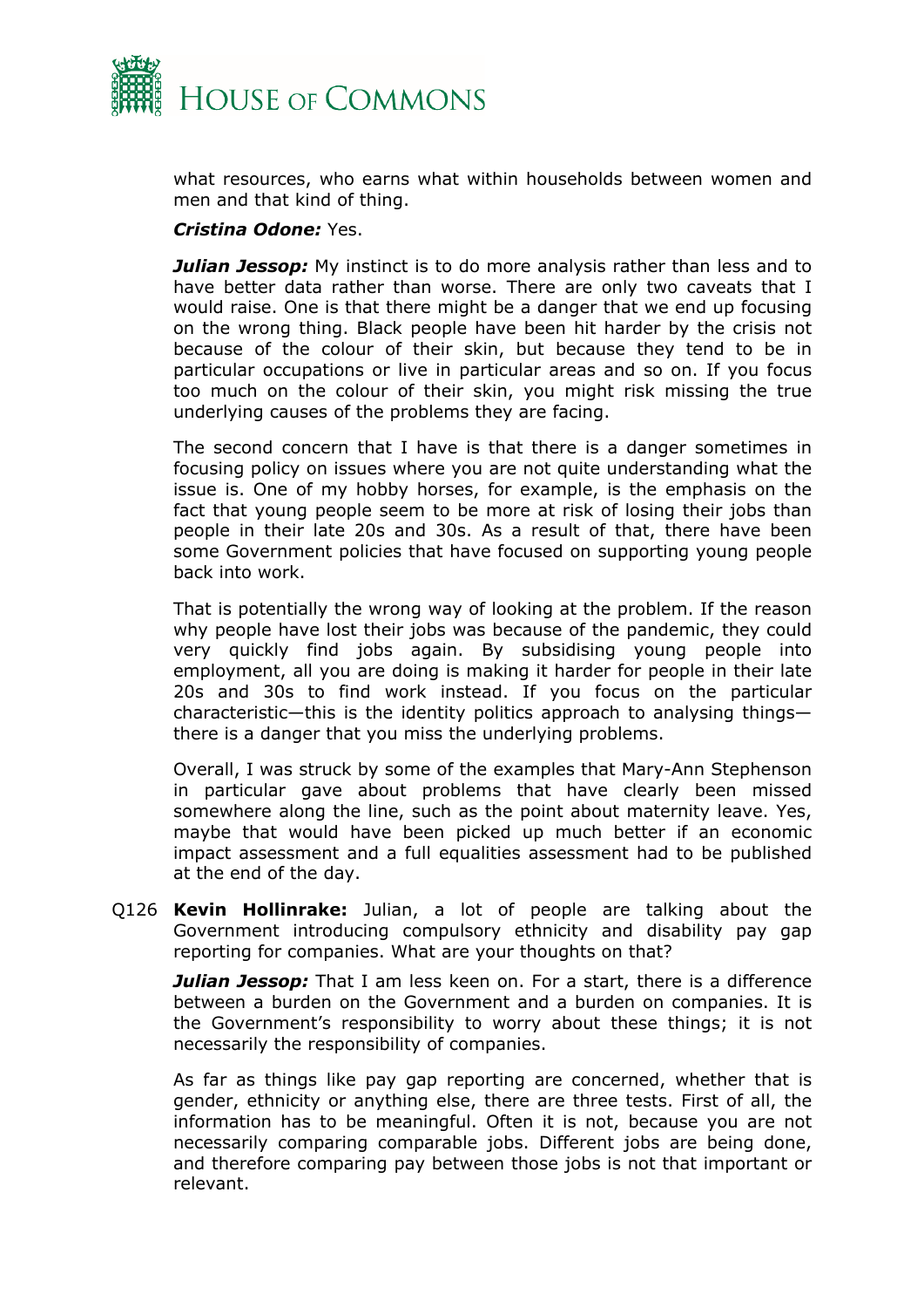what resources, who earns what within households between women and men and that kind of thing.

***Cristina Odone:*** Yes.

***Julian Jessop:*** My instinct is to do more analysis rather than less and to have better data rather than worse. There are only two caveats that I would raise. One is that there might be a danger that we end up focusing on the wrong thing. Black people have been hit harder by the crisis not because of the colour of their skin, but because they tend to be in particular occupations or live in particular areas and so on. If you focus too much on the colour of their skin, you might risk missing the true underlying causes of the problems they are facing.

The second concern that I have is that there is a danger sometimes in focusing policy on issues where you are not quite understanding what the issue is. One of my hobby horses, for example, is the emphasis on the fact that young people seem to be more at risk of losing their jobs than people in their late 20s and 30s. As a result of that, there have been some Government policies that have focused on supporting young people back into work.

That is potentially the wrong way of looking at the problem. If the reason why people have lost their jobs was because of the pandemic, they could very quickly find jobs again. By subsidising young people into employment, all you are doing is making it harder for people in their late 20s and 30s to find work instead. If you focus on the particular characteristic—this is the identity politics approach to analysing things—there is a danger that you miss the underlying problems.

Overall, I was struck by some of the examples that Mary-Ann Stephenson in particular gave about problems that have clearly been missed somewhere along the line, such as the point about maternity leave. Yes, maybe that would have been picked up much better if an economic impact assessment and a full equalities assessment had to be published at the end of the day.

Q126 **Kevin Hollinrake:** Julian, a lot of people are talking about the Government introducing compulsory ethnicity and disability pay gap reporting for companies. What are your thoughts on that?

***Julian Jessop:*** That I am less keen on. For a start, there is a difference between a burden on the Government and a burden on companies. It is the Government's responsibility to worry about these things; it is not necessarily the responsibility of companies.

As far as things like pay gap reporting are concerned, whether that is gender, ethnicity or anything else, there are three tests. First of all, the information has to be meaningful. Often it is not, because you are not necessarily comparing comparable jobs. Different jobs are being done, and therefore comparing pay between those jobs is not that important or relevant.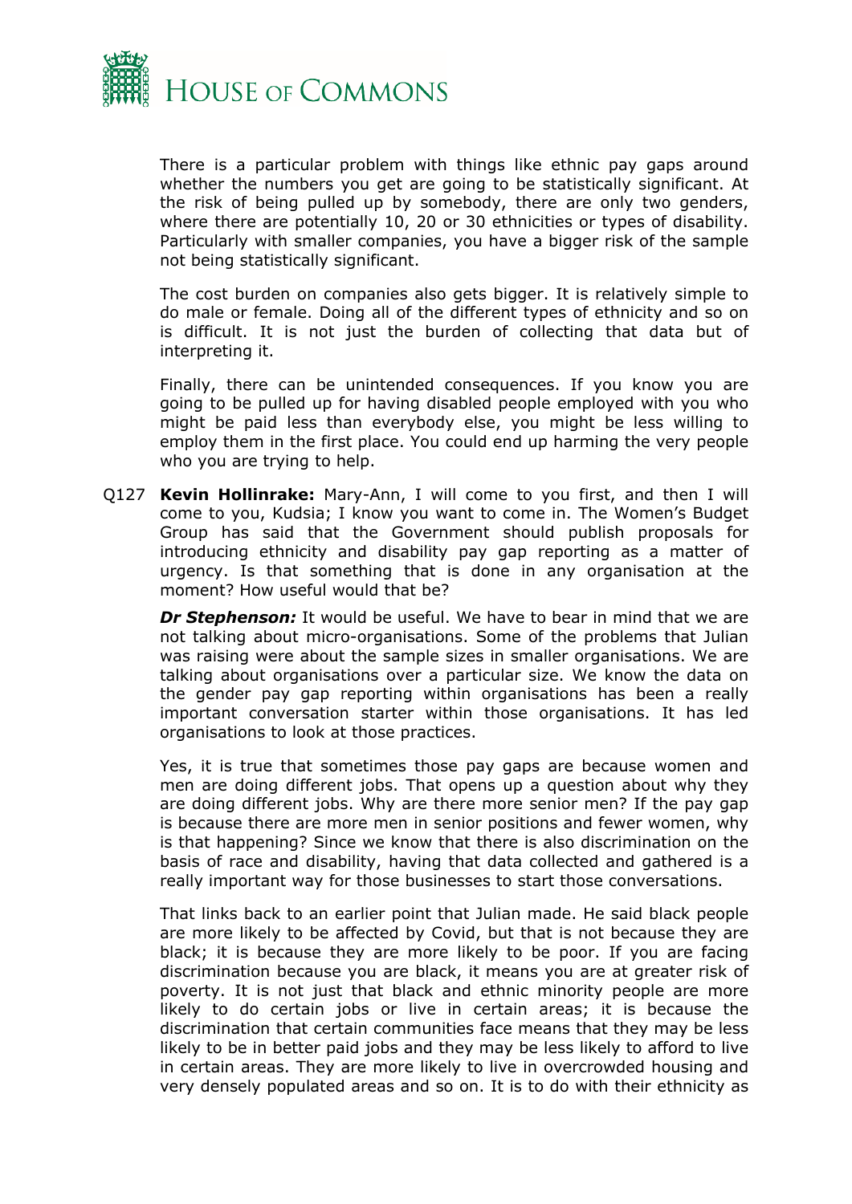There is a particular problem with things like ethnic pay gaps around whether the numbers you get are going to be statistically significant. At the risk of being pulled up by somebody, there are only two genders, where there are potentially 10, 20 or 30 ethnicities or types of disability. Particularly with smaller companies, you have a bigger risk of the sample not being statistically significant.

The cost burden on companies also gets bigger. It is relatively simple to do male or female. Doing all of the different types of ethnicity and so on is difficult. It is not just the burden of collecting that data but of interpreting it.

Finally, there can be unintended consequences. If you know you are going to be pulled up for having disabled people employed with you who might be paid less than everybody else, you might be less willing to employ them in the first place. You could end up harming the very people who you are trying to help.

Q127 **Kevin Hollinrake:** Mary-Ann, I will come to you first, and then I will come to you, Kudsia; I know you want to come in. The Women's Budget Group has said that the Government should publish proposals for introducing ethnicity and disability pay gap reporting as a matter of urgency. Is that something that is done in any organisation at the moment? How useful would that be?

***Dr Stephenson:*** It would be useful. We have to bear in mind that we are not talking about micro-organisations. Some of the problems that Julian was raising were about the sample sizes in smaller organisations. We are talking about organisations over a particular size. We know the data on the gender pay gap reporting within organisations has been a really important conversation starter within those organisations. It has led organisations to look at those practices.

Yes, it is true that sometimes those pay gaps are because women and men are doing different jobs. That opens up a question about why they are doing different jobs. Why are there more senior men? If the pay gap is because there are more men in senior positions and fewer women, why is that happening? Since we know that there is also discrimination on the basis of race and disability, having that data collected and gathered is a really important way for those businesses to start those conversations.

That links back to an earlier point that Julian made. He said black people are more likely to be affected by Covid, but that is not because they are black; it is because they are more likely to be poor. If you are facing discrimination because you are black, it means you are at greater risk of poverty. It is not just that black and ethnic minority people are more likely to do certain jobs or live in certain areas; it is because the discrimination that certain communities face means that they may be less likely to be in better paid jobs and they may be less likely to afford to live in certain areas. They are more likely to live in overcrowded housing and very densely populated areas and so on. It is to do with their ethnicity as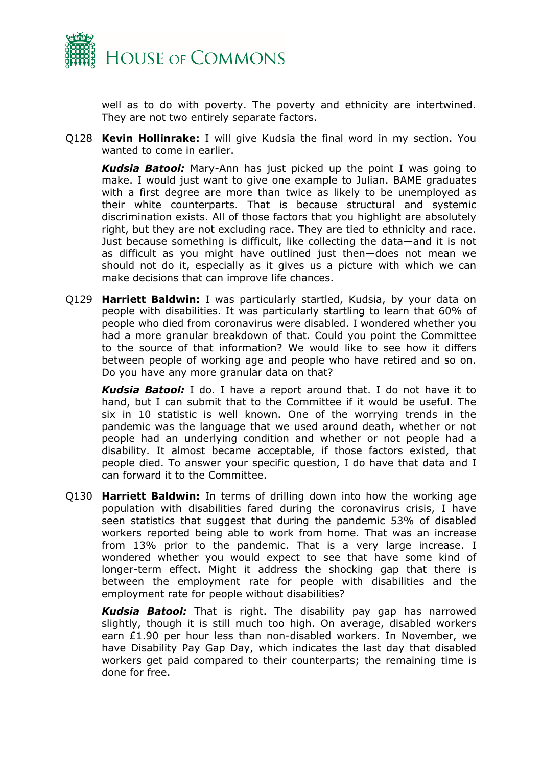well as to do with poverty. The poverty and ethnicity are intertwined. They are not two entirely separate factors.

Q128 **Kevin Hollinrake:** I will give Kudsia the final word in my section. You wanted to come in earlier.

***Kudsia Batool:*** Mary-Ann has just picked up the point I was going to make. I would just want to give one example to Julian. BAME graduates with a first degree are more than twice as likely to be unemployed as their white counterparts. That is because structural and systemic discrimination exists. All of those factors that you highlight are absolutely right, but they are not excluding race. They are tied to ethnicity and race. Just because something is difficult, like collecting the data—and it is not as difficult as you might have outlined just then—does not mean we should not do it, especially as it gives us a picture with which we can make decisions that can improve life chances.

Q129 **Harriett Baldwin:** I was particularly startled, Kudsia, by your data on people with disabilities. It was particularly startling to learn that 60% of people who died from coronavirus were disabled. I wondered whether you had a more granular breakdown of that. Could you point the Committee to the source of that information? We would like to see how it differs between people of working age and people who have retired and so on. Do you have any more granular data on that?

***Kudsia Batool:*** I do. I have a report around that. I do not have it to hand, but I can submit that to the Committee if it would be useful. The six in 10 statistic is well known. One of the worrying trends in the pandemic was the language that we used around death, whether or not people had an underlying condition and whether or not people had a disability. It almost became acceptable, if those factors existed, that people died. To answer your specific question, I do have that data and I can forward it to the Committee.

Q130 **Harriett Baldwin:** In terms of drilling down into how the working age population with disabilities fared during the coronavirus crisis, I have seen statistics that suggest that during the pandemic 53% of disabled workers reported being able to work from home. That was an increase from 13% prior to the pandemic. That is a very large increase. I wondered whether you would expect to see that have some kind of longer-term effect. Might it address the shocking gap that there is between the employment rate for people with disabilities and the employment rate for people without disabilities?

***Kudsia Batool:*** That is right. The disability pay gap has narrowed slightly, though it is still much too high. On average, disabled workers earn £1.90 per hour less than non-disabled workers. In November, we have Disability Pay Gap Day, which indicates the last day that disabled workers get paid compared to their counterparts; the remaining time is done for free.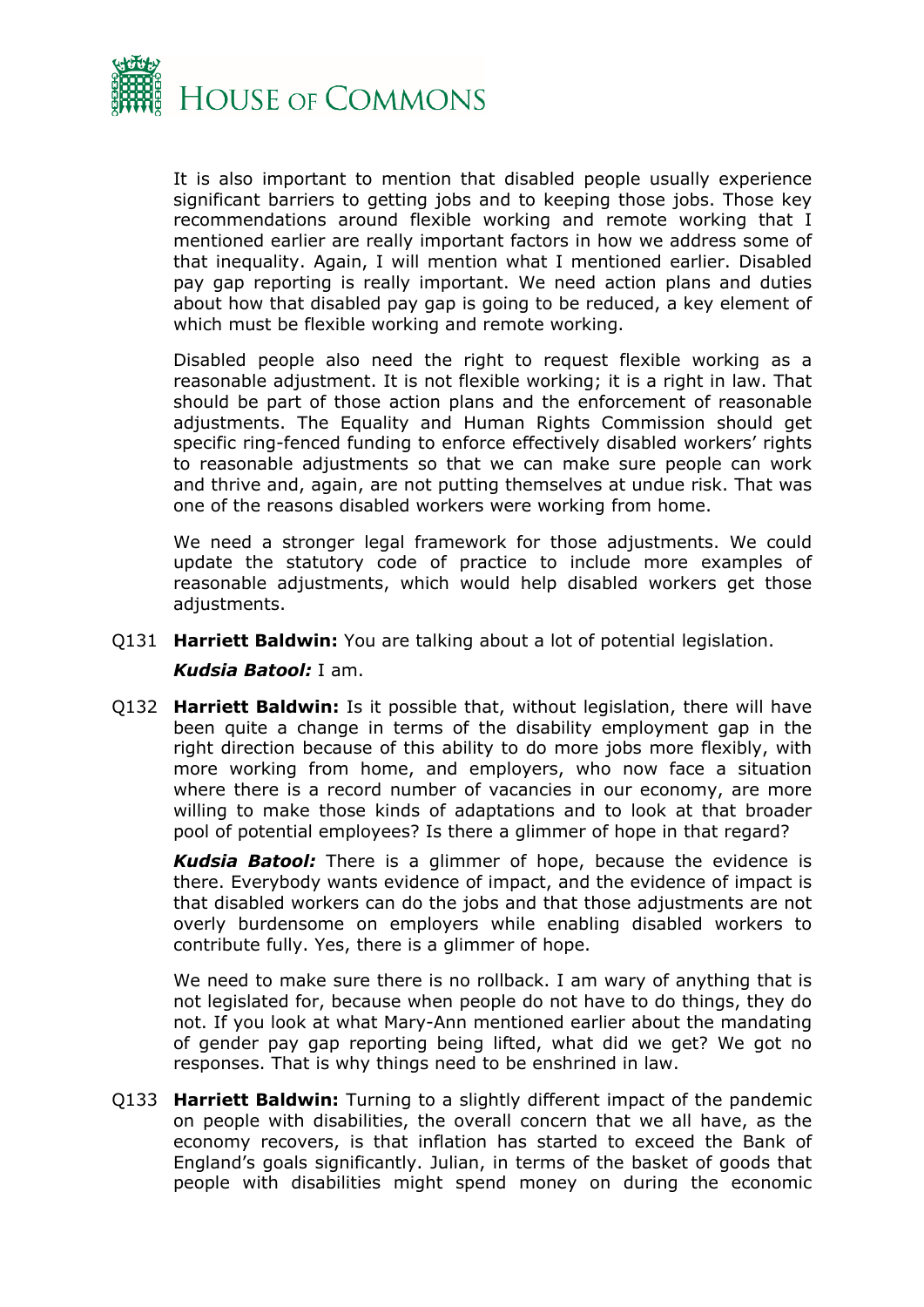It is also important to mention that disabled people usually experience significant barriers to getting jobs and to keeping those jobs. Those key recommendations around flexible working and remote working that I mentioned earlier are really important factors in how we address some of that inequality. Again, I will mention what I mentioned earlier. Disabled pay gap reporting is really important. We need action plans and duties about how that disabled pay gap is going to be reduced, a key element of which must be flexible working and remote working.

Disabled people also need the right to request flexible working as a reasonable adjustment. It is not flexible working; it is a right in law. That should be part of those action plans and the enforcement of reasonable adjustments. The Equality and Human Rights Commission should get specific ring-fenced funding to enforce effectively disabled workers' rights to reasonable adjustments so that we can make sure people can work and thrive and, again, are not putting themselves at undue risk. That was one of the reasons disabled workers were working from home.

We need a stronger legal framework for those adjustments. We could update the statutory code of practice to include more examples of reasonable adjustments, which would help disabled workers get those adjustments.

Q131 **Harriett Baldwin:** You are talking about a lot of potential legislation.

***Kudsia Batool:*** I am.

Q132 **Harriett Baldwin:** Is it possible that, without legislation, there will have been quite a change in terms of the disability employment gap in the right direction because of this ability to do more jobs more flexibly, with more working from home, and employers, who now face a situation where there is a record number of vacancies in our economy, are more willing to make those kinds of adaptations and to look at that broader pool of potential employees? Is there a glimmer of hope in that regard?

***Kudsia Batool:*** There is a glimmer of hope, because the evidence is there. Everybody wants evidence of impact, and the evidence of impact is that disabled workers can do the jobs and that those adjustments are not overly burdensome on employers while enabling disabled workers to contribute fully. Yes, there is a glimmer of hope.

We need to make sure there is no rollback. I am wary of anything that is not legislated for, because when people do not have to do things, they do not. If you look at what Mary-Ann mentioned earlier about the mandating of gender pay gap reporting being lifted, what did we get? We got no responses. That is why things need to be enshrined in law.

Q133 **Harriett Baldwin:** Turning to a slightly different impact of the pandemic on people with disabilities, the overall concern that we all have, as the economy recovers, is that inflation has started to exceed the Bank of England's goals significantly. Julian, in terms of the basket of goods that people with disabilities might spend money on during the economic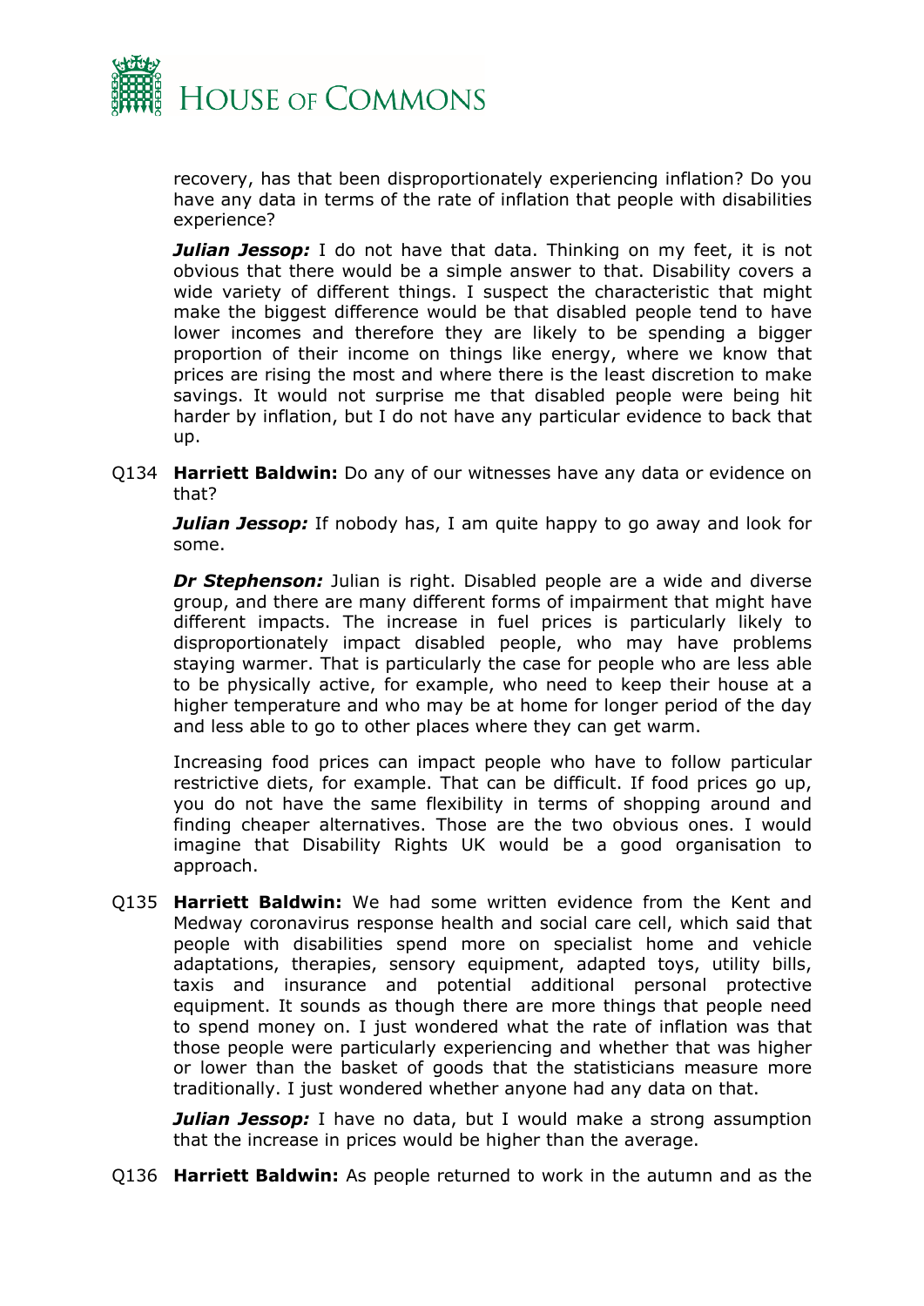recovery, has that been disproportionately experiencing inflation? Do you have any data in terms of the rate of inflation that people with disabilities experience?

***Julian Jessop:*** I do not have that data. Thinking on my feet, it is not obvious that there would be a simple answer to that. Disability covers a wide variety of different things. I suspect the characteristic that might make the biggest difference would be that disabled people tend to have lower incomes and therefore they are likely to be spending a bigger proportion of their income on things like energy, where we know that prices are rising the most and where there is the least discretion to make savings. It would not surprise me that disabled people were being hit harder by inflation, but I do not have any particular evidence to back that up.

Q134 **Harriett Baldwin:** Do any of our witnesses have any data or evidence on that?

***Julian Jessop:*** If nobody has, I am quite happy to go away and look for some.

***Dr Stephenson:*** Julian is right. Disabled people are a wide and diverse group, and there are many different forms of impairment that might have different impacts. The increase in fuel prices is particularly likely to disproportionately impact disabled people, who may have problems staying warmer. That is particularly the case for people who are less able to be physically active, for example, who need to keep their house at a higher temperature and who may be at home for longer period of the day and less able to go to other places where they can get warm.

Increasing food prices can impact people who have to follow particular restrictive diets, for example. That can be difficult. If food prices go up, you do not have the same flexibility in terms of shopping around and finding cheaper alternatives. Those are the two obvious ones. I would imagine that Disability Rights UK would be a good organisation to approach.

Q135 **Harriett Baldwin:** We had some written evidence from the Kent and Medway coronavirus response health and social care cell, which said that people with disabilities spend more on specialist home and vehicle adaptations, therapies, sensory equipment, adapted toys, utility bills, taxis and insurance and potential additional personal protective equipment. It sounds as though there are more things that people need to spend money on. I just wondered what the rate of inflation was that those people were particularly experiencing and whether that was higher or lower than the basket of goods that the statisticians measure more traditionally. I just wondered whether anyone had any data on that.

***Julian Jessop:*** I have no data, but I would make a strong assumption that the increase in prices would be higher than the average.

Q136 **Harriett Baldwin:** As people returned to work in the autumn and as the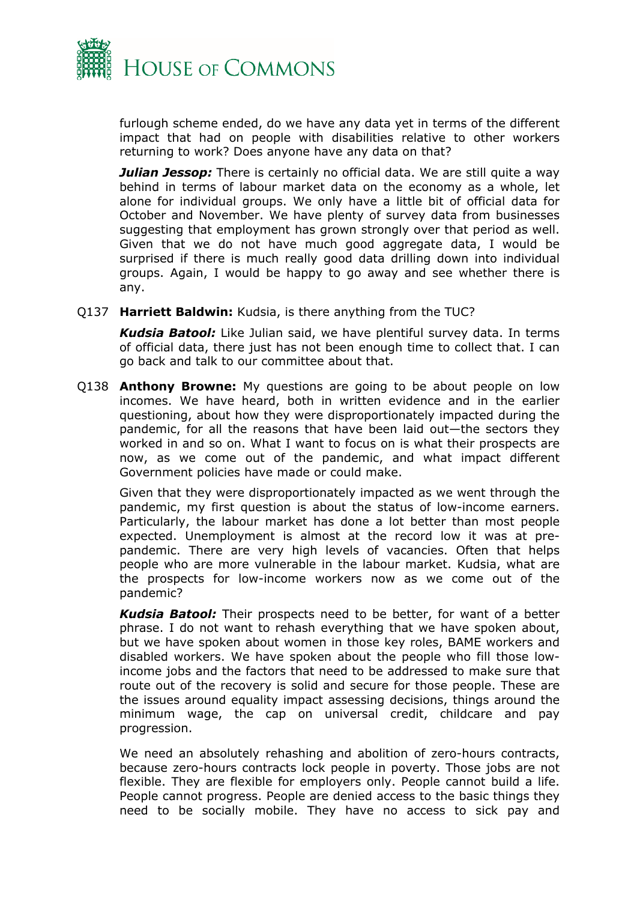furlough scheme ended, do we have any data yet in terms of the different impact that had on people with disabilities relative to other workers returning to work? Does anyone have any data on that?

***Julian Jessop:*** There is certainly no official data. We are still quite a way behind in terms of labour market data on the economy as a whole, let alone for individual groups. We only have a little bit of official data for October and November. We have plenty of survey data from businesses suggesting that employment has grown strongly over that period as well. Given that we do not have much good aggregate data, I would be surprised if there is much really good data drilling down into individual groups. Again, I would be happy to go away and see whether there is any.

Q137 **Harriett Baldwin:** Kudsia, is there anything from the TUC?

***Kudsia Batool:*** Like Julian said, we have plentiful survey data. In terms of official data, there just has not been enough time to collect that. I can go back and talk to our committee about that.

Q138 **Anthony Browne:** My questions are going to be about people on low incomes. We have heard, both in written evidence and in the earlier questioning, about how they were disproportionately impacted during the pandemic, for all the reasons that have been laid out—the sectors they worked in and so on. What I want to focus on is what their prospects are now, as we come out of the pandemic, and what impact different Government policies have made or could make.

Given that they were disproportionately impacted as we went through the pandemic, my first question is about the status of low-income earners. Particularly, the labour market has done a lot better than most people expected. Unemployment is almost at the record low it was at pre-pandemic. There are very high levels of vacancies. Often that helps people who are more vulnerable in the labour market. Kudsia, what are the prospects for low-income workers now as we come out of the pandemic?

***Kudsia Batool:*** Their prospects need to be better, for want of a better phrase. I do not want to rehash everything that we have spoken about, but we have spoken about women in those key roles, BAME workers and disabled workers. We have spoken about the people who fill those low-income jobs and the factors that need to be addressed to make sure that route out of the recovery is solid and secure for those people. These are the issues around equality impact assessing decisions, things around the minimum wage, the cap on universal credit, childcare and pay progression.

We need an absolutely rehashing and abolition of zero-hours contracts, because zero-hours contracts lock people in poverty. Those jobs are not flexible. They are flexible for employers only. People cannot build a life. People cannot progress. People are denied access to the basic things they need to be socially mobile. They have no access to sick pay and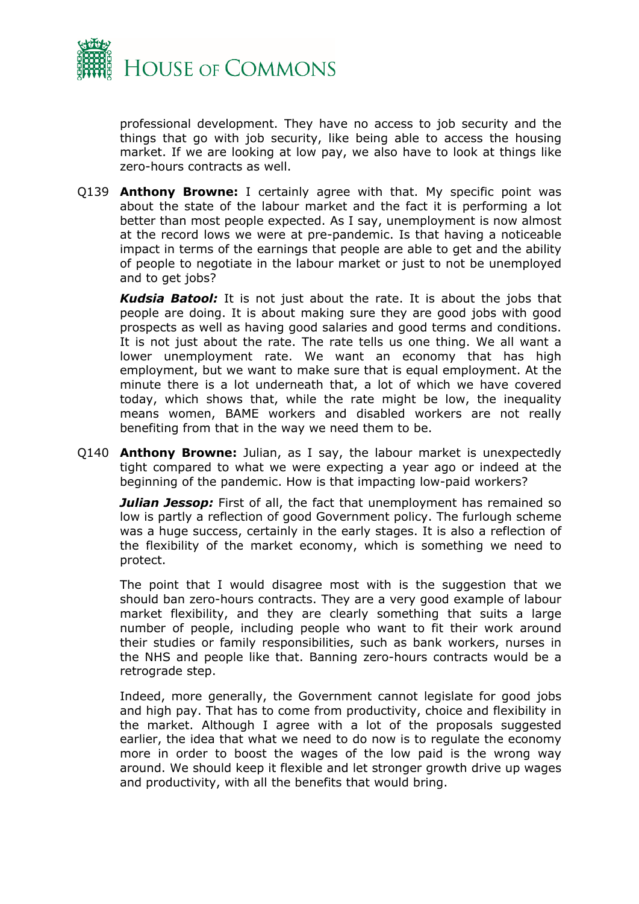professional development. They have no access to job security and the things that go with job security, like being able to access the housing market. If we are looking at low pay, we also have to look at things like zero-hours contracts as well.

Q139 **Anthony Browne:** I certainly agree with that. My specific point was about the state of the labour market and the fact it is performing a lot better than most people expected. As I say, unemployment is now almost at the record lows we were at pre-pandemic. Is that having a noticeable impact in terms of the earnings that people are able to get and the ability of people to negotiate in the labour market or just to not be unemployed and to get jobs?

***Kudsia Batool:*** It is not just about the rate. It is about the jobs that people are doing. It is about making sure they are good jobs with good prospects as well as having good salaries and good terms and conditions. It is not just about the rate. The rate tells us one thing. We all want a lower unemployment rate. We want an economy that has high employment, but we want to make sure that is equal employment. At the minute there is a lot underneath that, a lot of which we have covered today, which shows that, while the rate might be low, the inequality means women, BAME workers and disabled workers are not really benefiting from that in the way we need them to be.

Q140 **Anthony Browne:** Julian, as I say, the labour market is unexpectedly tight compared to what we were expecting a year ago or indeed at the beginning of the pandemic. How is that impacting low-paid workers?

***Julian Jessop:*** First of all, the fact that unemployment has remained so low is partly a reflection of good Government policy. The furlough scheme was a huge success, certainly in the early stages. It is also a reflection of the flexibility of the market economy, which is something we need to protect.

The point that I would disagree most with is the suggestion that we should ban zero-hours contracts. They are a very good example of labour market flexibility, and they are clearly something that suits a large number of people, including people who want to fit their work around their studies or family responsibilities, such as bank workers, nurses in the NHS and people like that. Banning zero-hours contracts would be a retrograde step.

Indeed, more generally, the Government cannot legislate for good jobs and high pay. That has to come from productivity, choice and flexibility in the market. Although I agree with a lot of the proposals suggested earlier, the idea that what we need to do now is to regulate the economy more in order to boost the wages of the low paid is the wrong way around. We should keep it flexible and let stronger growth drive up wages and productivity, with all the benefits that would bring.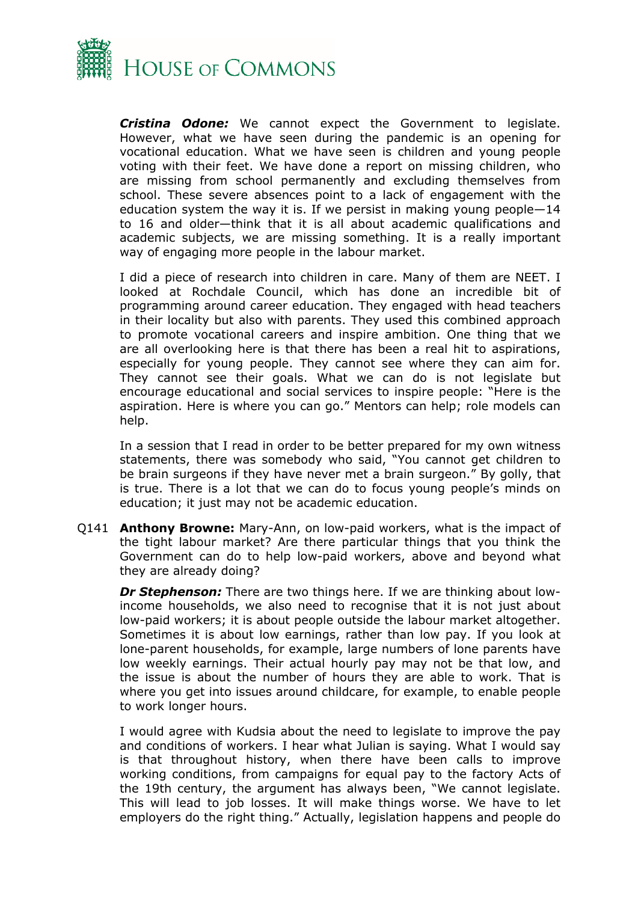***Cristina Odone:*** We cannot expect the Government to legislate. However, what we have seen during the pandemic is an opening for vocational education. What we have seen is children and young people voting with their feet. We have done a report on missing children, who are missing from school permanently and excluding themselves from school. These severe absences point to a lack of engagement with the education system the way it is. If we persist in making young people—14 to 16 and older—think that it is all about academic qualifications and academic subjects, we are missing something. It is a really important way of engaging more people in the labour market.

I did a piece of research into children in care. Many of them are NEET. I looked at Rochdale Council, which has done an incredible bit of programming around career education. They engaged with head teachers in their locality but also with parents. They used this combined approach to promote vocational careers and inspire ambition. One thing that we are all overlooking here is that there has been a real hit to aspirations, especially for young people. They cannot see where they can aim for. They cannot see their goals. What we can do is not legislate but encourage educational and social services to inspire people: "Here is the aspiration. Here is where you can go." Mentors can help; role models can help.

In a session that I read in order to be better prepared for my own witness statements, there was somebody who said, "You cannot get children to be brain surgeons if they have never met a brain surgeon." By golly, that is true. There is a lot that we can do to focus young people's minds on education; it just may not be academic education.

Q141 **Anthony Browne:** Mary-Ann, on low-paid workers, what is the impact of the tight labour market? Are there particular things that you think the Government can do to help low-paid workers, above and beyond what they are already doing?

***Dr Stephenson:*** There are two things here. If we are thinking about low-income households, we also need to recognise that it is not just about low-paid workers; it is about people outside the labour market altogether. Sometimes it is about low earnings, rather than low pay. If you look at lone-parent households, for example, large numbers of lone parents have low weekly earnings. Their actual hourly pay may not be that low, and the issue is about the number of hours they are able to work. That is where you get into issues around childcare, for example, to enable people to work longer hours.

I would agree with Kudsia about the need to legislate to improve the pay and conditions of workers. I hear what Julian is saying. What I would say is that throughout history, when there have been calls to improve working conditions, from campaigns for equal pay to the factory Acts of the 19th century, the argument has always been, "We cannot legislate. This will lead to job losses. It will make things worse. We have to let employers do the right thing." Actually, legislation happens and people do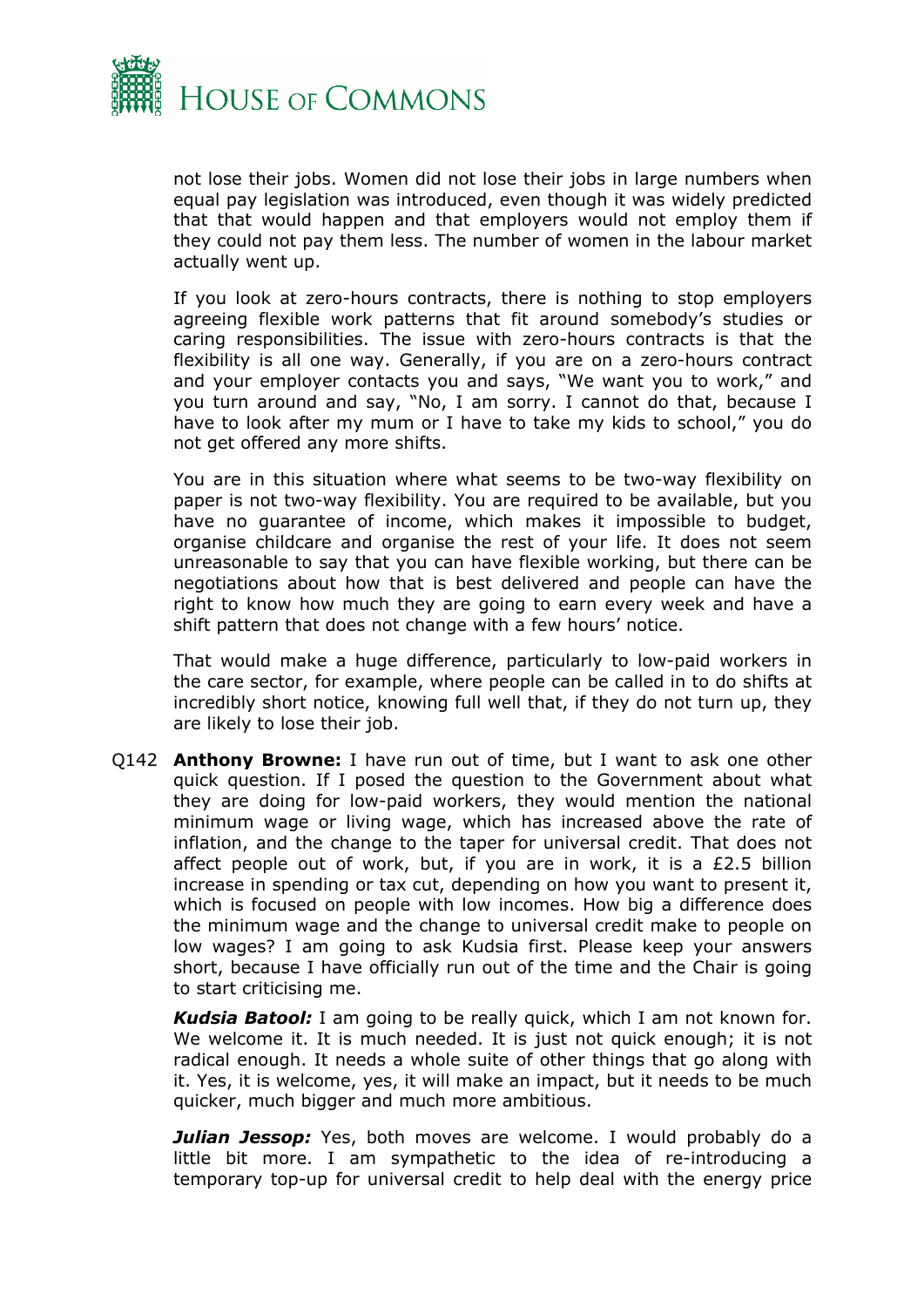not lose their jobs. Women did not lose their jobs in large numbers when equal pay legislation was introduced, even though it was widely predicted that that would happen and that employers would not employ them if they could not pay them less. The number of women in the labour market actually went up.

If you look at zero-hours contracts, there is nothing to stop employers agreeing flexible work patterns that fit around somebody's studies or caring responsibilities. The issue with zero-hours contracts is that the flexibility is all one way. Generally, if you are on a zero-hours contract and your employer contacts you and says, "We want you to work," and you turn around and say, "No, I am sorry. I cannot do that, because I have to look after my mum or I have to take my kids to school," you do not get offered any more shifts.

You are in this situation where what seems to be two-way flexibility on paper is not two-way flexibility. You are required to be available, but you have no guarantee of income, which makes it impossible to budget, organise childcare and organise the rest of your life. It does not seem unreasonable to say that you can have flexible working, but there can be negotiations about how that is best delivered and people can have the right to know how much they are going to earn every week and have a shift pattern that does not change with a few hours' notice.

That would make a huge difference, particularly to low-paid workers in the care sector, for example, where people can be called in to do shifts at incredibly short notice, knowing full well that, if they do not turn up, they are likely to lose their job.

Q142 **Anthony Browne:** I have run out of time, but I want to ask one other quick question. If I posed the question to the Government about what they are doing for low-paid workers, they would mention the national minimum wage or living wage, which has increased above the rate of inflation, and the change to the taper for universal credit. That does not affect people out of work, but, if you are in work, it is a £2.5 billion increase in spending or tax cut, depending on how you want to present it, which is focused on people with low incomes. How big a difference does the minimum wage and the change to universal credit make to people on low wages? I am going to ask Kudsia first. Please keep your answers short, because I have officially run out of the time and the Chair is going to start criticising me.

***Kudsia Batool:*** I am going to be really quick, which I am not known for. We welcome it. It is much needed. It is just not quick enough; it is not radical enough. It needs a whole suite of other things that go along with it. Yes, it is welcome, yes, it will make an impact, but it needs to be much quicker, much bigger and much more ambitious.

***Julian Jessop:*** Yes, both moves are welcome. I would probably do a little bit more. I am sympathetic to the idea of re-introducing a temporary top-up for universal credit to help deal with the energy price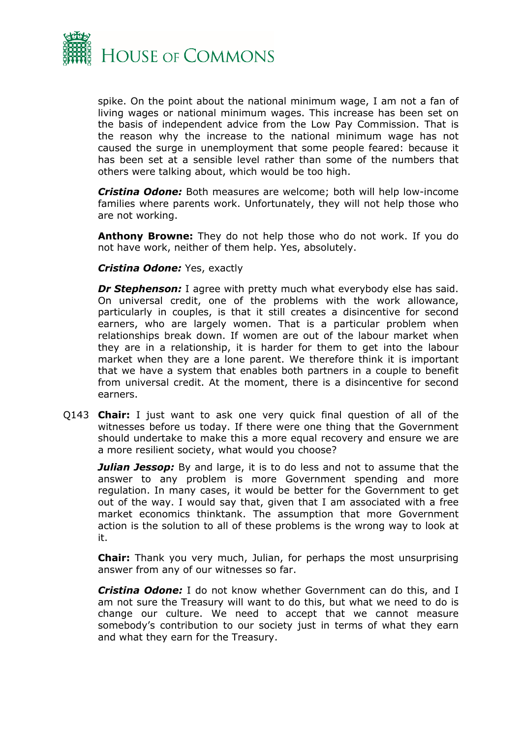spike. On the point about the national minimum wage, I am not a fan of living wages or national minimum wages. This increase has been set on the basis of independent advice from the Low Pay Commission. That is the reason why the increase to the national minimum wage has not caused the surge in unemployment that some people feared: because it has been set at a sensible level rather than some of the numbers that others were talking about, which would be too high.

***Cristina Odone:*** Both measures are welcome; both will help low-income families where parents work. Unfortunately, they will not help those who are not working.

**Anthony Browne:** They do not help those who do not work. If you do not have work, neither of them help. Yes, absolutely.

***Cristina Odone:*** Yes, exactly

***Dr Stephenson:*** I agree with pretty much what everybody else has said. On universal credit, one of the problems with the work allowance, particularly in couples, is that it still creates a disincentive for second earners, who are largely women. That is a particular problem when relationships break down. If women are out of the labour market when they are in a relationship, it is harder for them to get into the labour market when they are a lone parent. We therefore think it is important that we have a system that enables both partners in a couple to benefit from universal credit. At the moment, there is a disincentive for second earners.

Q143 **Chair:** I just want to ask one very quick final question of all of the witnesses before us today. If there were one thing that the Government should undertake to make this a more equal recovery and ensure we are a more resilient society, what would you choose?

***Julian Jessop:*** By and large, it is to do less and not to assume that the answer to any problem is more Government spending and more regulation. In many cases, it would be better for the Government to get out of the way. I would say that, given that I am associated with a free market economics thinktank. The assumption that more Government action is the solution to all of these problems is the wrong way to look at it.

**Chair:** Thank you very much, Julian, for perhaps the most unsurprising answer from any of our witnesses so far.

***Cristina Odone:*** I do not know whether Government can do this, and I am not sure the Treasury will want to do this, but what we need to do is change our culture. We need to accept that we cannot measure somebody's contribution to our society just in terms of what they earn and what they earn for the Treasury.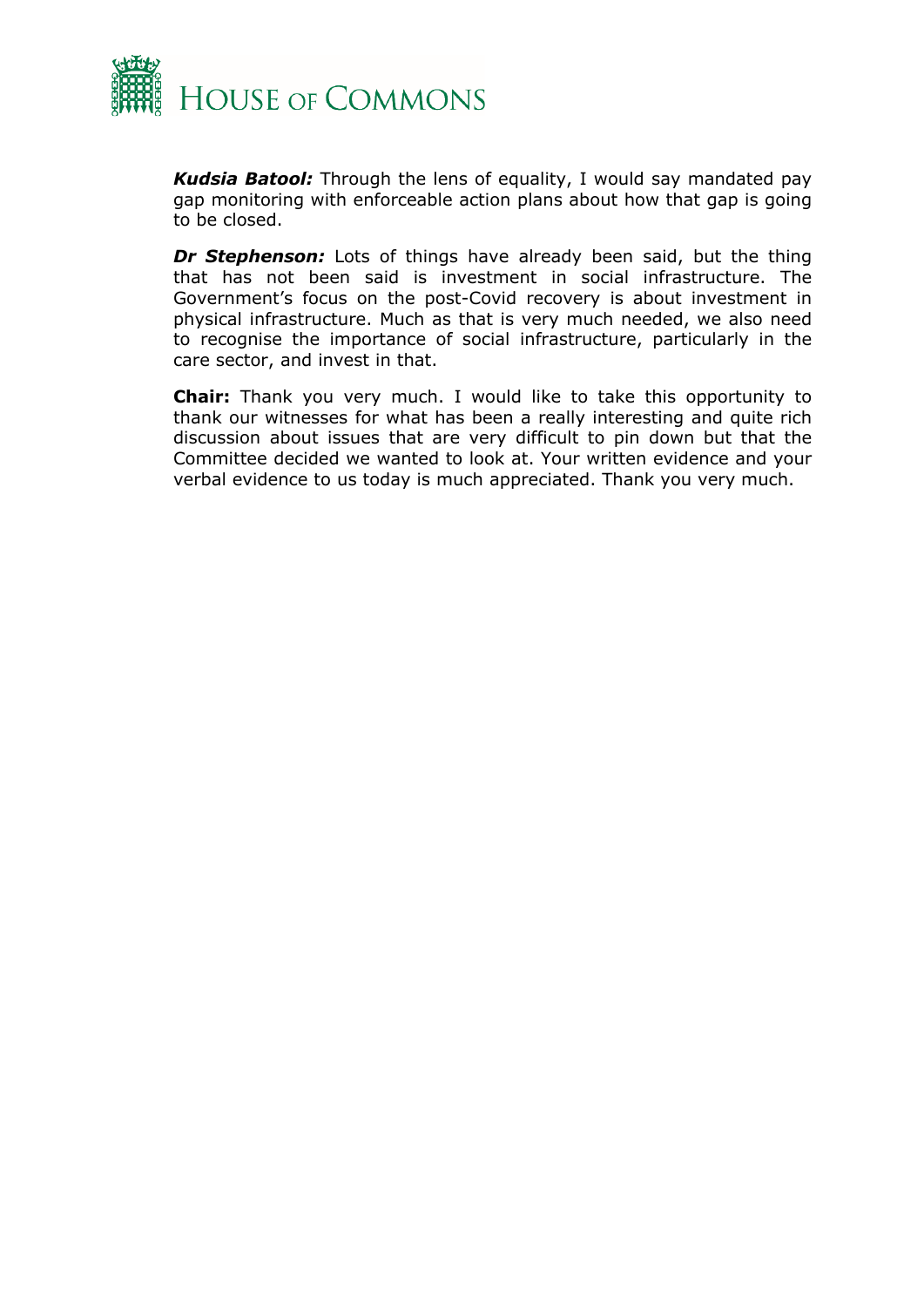***Kudsia Batool:*** Through the lens of equality, I would say mandated pay gap monitoring with enforceable action plans about how that gap is going to be closed.

***Dr Stephenson:*** Lots of things have already been said, but the thing that has not been said is investment in social infrastructure. The Government's focus on the post-Covid recovery is about investment in physical infrastructure. Much as that is very much needed, we also need to recognise the importance of social infrastructure, particularly in the care sector, and invest in that.

**Chair:** Thank you very much. I would like to take this opportunity to thank our witnesses for what has been a really interesting and quite rich discussion about issues that are very difficult to pin down but that the Committee decided we wanted to look at. Your written evidence and your verbal evidence to us today is much appreciated. Thank you very much.